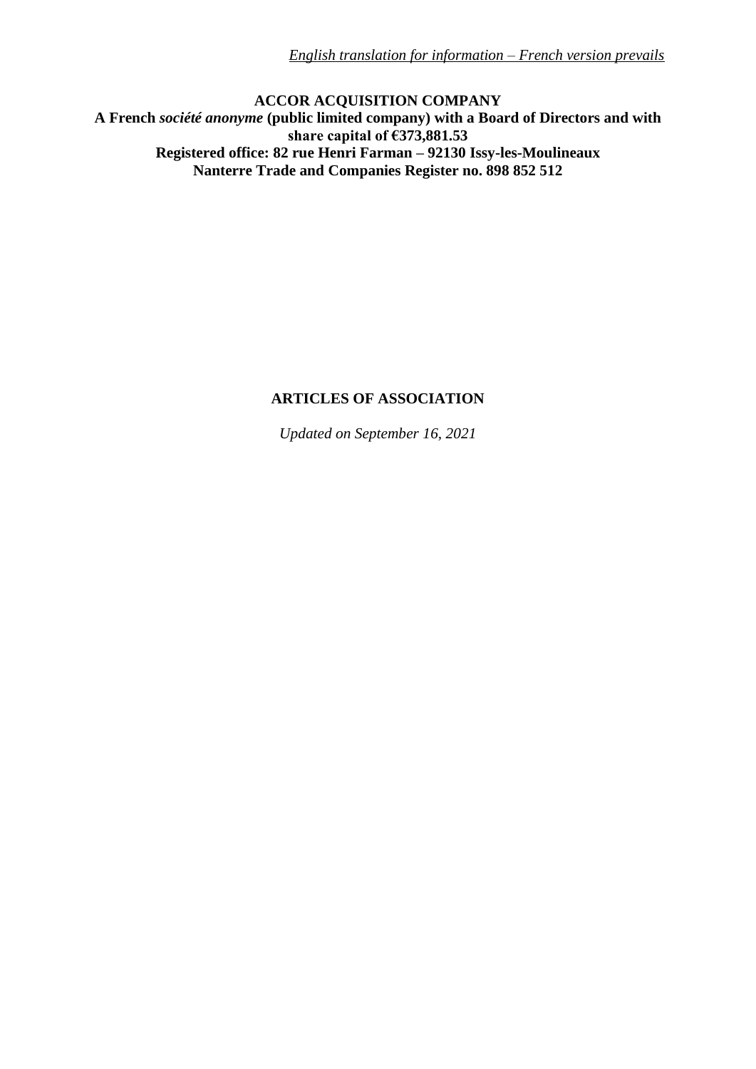*English translation for information – French version prevails*

**ACCOR ACQUISITION COMPANY**
**A French *société anonyme* (public limited company) with a Board of Directors and with share capital of €373,881.53**
**Registered office: 82 rue Henri Farman – 92130 Issy-les-Moulineaux**
**Nanterre Trade and Companies Register no. 898 852 512**

# ARTICLES OF ASSOCIATION

*Updated on September 16, 2021*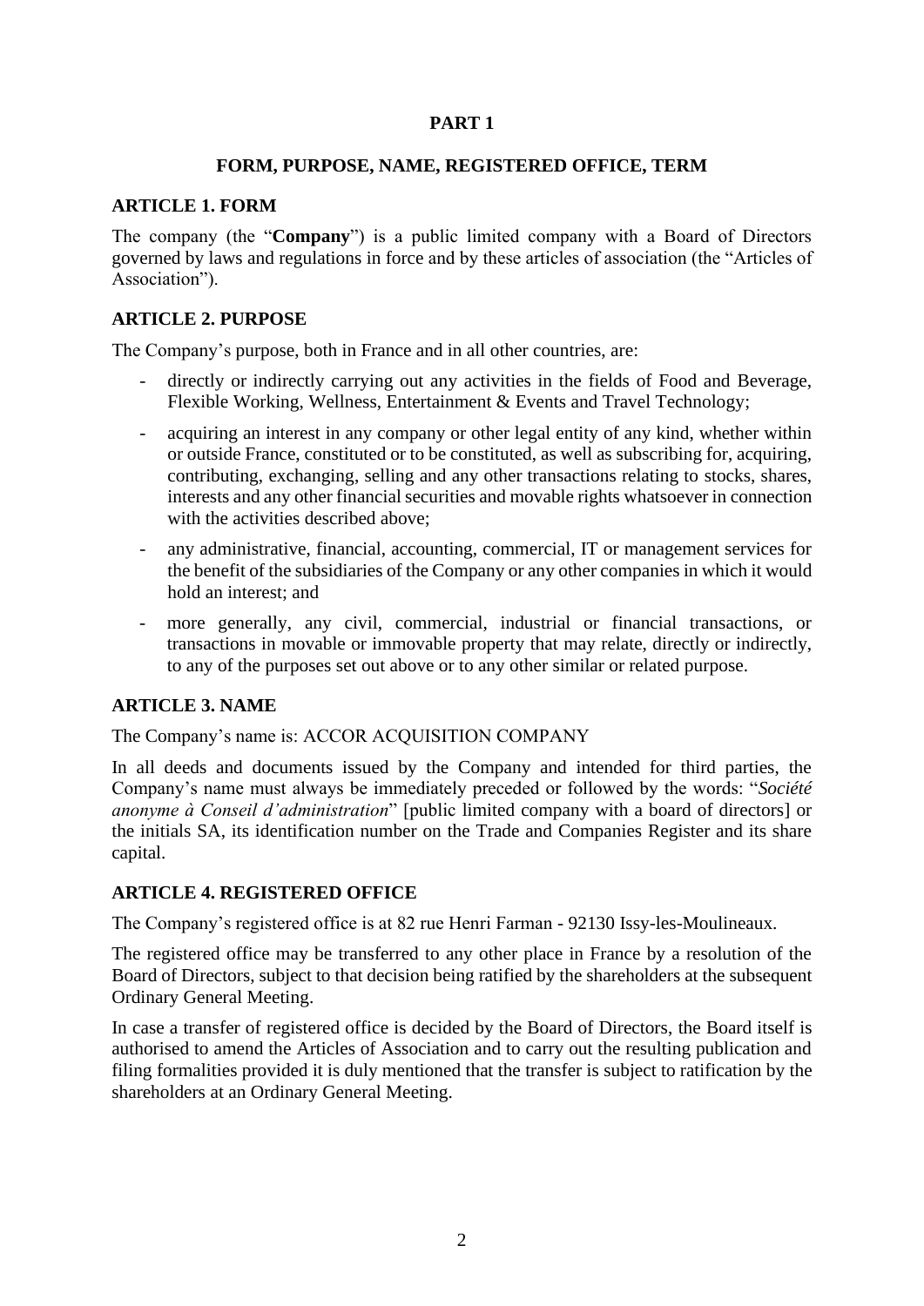# PART 1

## FORM, PURPOSE, NAME, REGISTERED OFFICE, TERM

### ARTICLE 1. FORM

The company (the "**Company**") is a public limited company with a Board of Directors governed by laws and regulations in force and by these articles of association (the "Articles of Association").

### ARTICLE 2. PURPOSE

The Company's purpose, both in France and in all other countries, are:

- directly or indirectly carrying out any activities in the fields of Food and Beverage, Flexible Working, Wellness, Entertainment & Events and Travel Technology;
- acquiring an interest in any company or other legal entity of any kind, whether within or outside France, constituted or to be constituted, as well as subscribing for, acquiring, contributing, exchanging, selling and any other transactions relating to stocks, shares, interests and any other financial securities and movable rights whatsoever in connection with the activities described above;
- any administrative, financial, accounting, commercial, IT or management services for the benefit of the subsidiaries of the Company or any other companies in which it would hold an interest; and
- more generally, any civil, commercial, industrial or financial transactions, or transactions in movable or immovable property that may relate, directly or indirectly, to any of the purposes set out above or to any other similar or related purpose.

### ARTICLE 3. NAME

The Company's name is: ACCOR ACQUISITION COMPANY

In all deeds and documents issued by the Company and intended for third parties, the Company's name must always be immediately preceded or followed by the words: "*Société anonyme à Conseil d'administration*" [public limited company with a board of directors] or the initials SA, its identification number on the Trade and Companies Register and its share capital.

### ARTICLE 4. REGISTERED OFFICE

The Company's registered office is at 82 rue Henri Farman - 92130 Issy-les-Moulineaux.

The registered office may be transferred to any other place in France by a resolution of the Board of Directors, subject to that decision being ratified by the shareholders at the subsequent Ordinary General Meeting.

In case a transfer of registered office is decided by the Board of Directors, the Board itself is authorised to amend the Articles of Association and to carry out the resulting publication and filing formalities provided it is duly mentioned that the transfer is subject to ratification by the shareholders at an Ordinary General Meeting.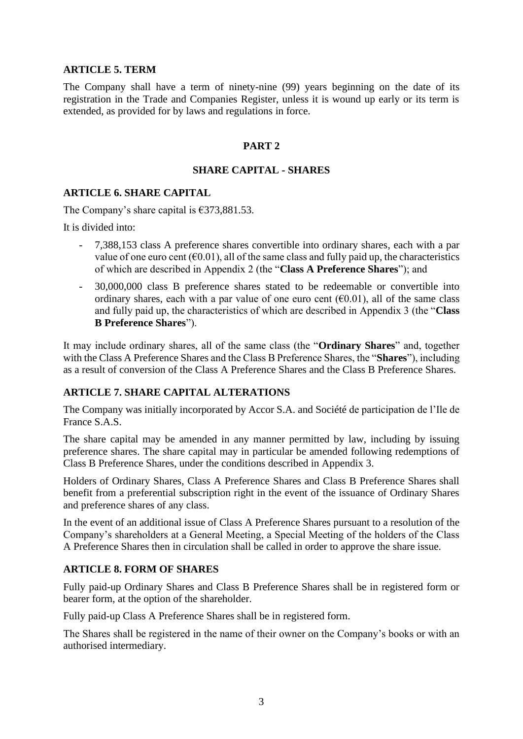## ARTICLE 5. TERM

The Company shall have a term of ninety-nine (99) years beginning on the date of its registration in the Trade and Companies Register, unless it is wound up early or its term is extended, as provided for by laws and regulations in force.

# PART 2

## SHARE CAPITAL - SHARES

## ARTICLE 6. SHARE CAPITAL

The Company's share capital is €373,881.53.

It is divided into:

- 7,388,153 class A preference shares convertible into ordinary shares, each with a par value of one euro cent (€0.01), all of the same class and fully paid up, the characteristics of which are described in Appendix 2 (the "**Class A Preference Shares**"); and
- 30,000,000 class B preference shares stated to be redeemable or convertible into ordinary shares, each with a par value of one euro cent (€0.01), all of the same class and fully paid up, the characteristics of which are described in Appendix 3 (the "**Class B Preference Shares**").

It may include ordinary shares, all of the same class (the "**Ordinary Shares**" and, together with the Class A Preference Shares and the Class B Preference Shares, the "**Shares**"), including as a result of conversion of the Class A Preference Shares and the Class B Preference Shares.

## ARTICLE 7. SHARE CAPITAL ALTERATIONS

The Company was initially incorporated by Accor S.A. and Société de participation de l'Ile de France S.A.S.

The share capital may be amended in any manner permitted by law, including by issuing preference shares. The share capital may in particular be amended following redemptions of Class B Preference Shares, under the conditions described in Appendix 3.

Holders of Ordinary Shares, Class A Preference Shares and Class B Preference Shares shall benefit from a preferential subscription right in the event of the issuance of Ordinary Shares and preference shares of any class.

In the event of an additional issue of Class A Preference Shares pursuant to a resolution of the Company's shareholders at a General Meeting, a Special Meeting of the holders of the Class A Preference Shares then in circulation shall be called in order to approve the share issue.

## ARTICLE 8. FORM OF SHARES

Fully paid-up Ordinary Shares and Class B Preference Shares shall be in registered form or bearer form, at the option of the shareholder.

Fully paid-up Class A Preference Shares shall be in registered form.

The Shares shall be registered in the name of their owner on the Company's books or with an authorised intermediary.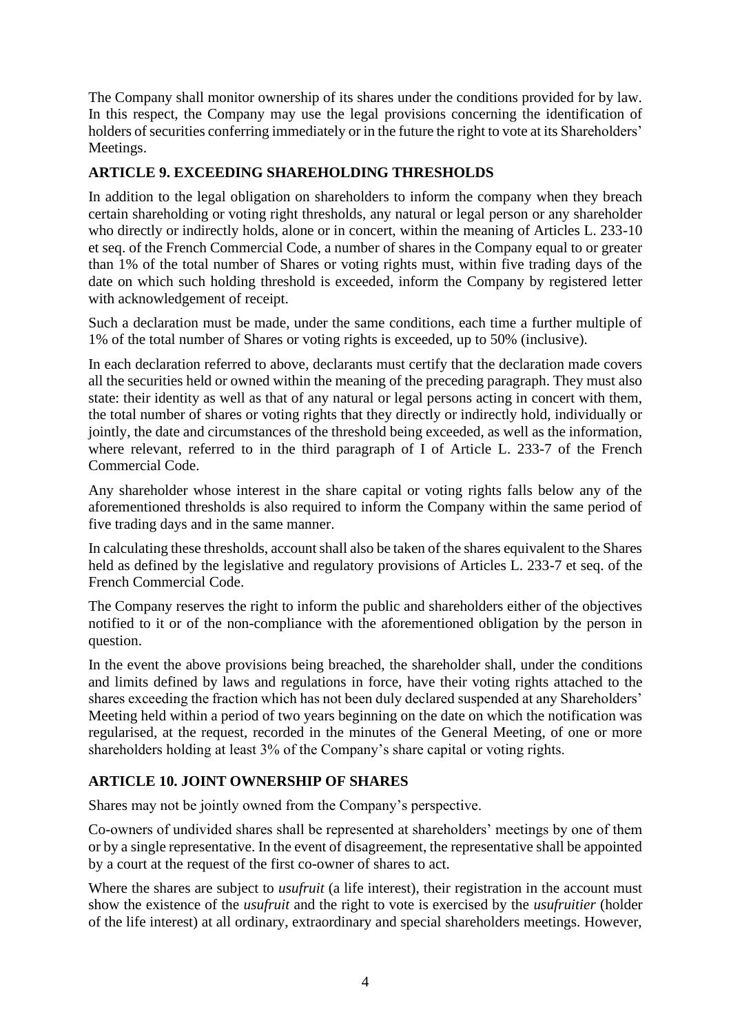The Company shall monitor ownership of its shares under the conditions provided for by law. In this respect, the Company may use the legal provisions concerning the identification of holders of securities conferring immediately or in the future the right to vote at its Shareholders' Meetings.

## ARTICLE 9. EXCEEDING SHAREHOLDING THRESHOLDS

In addition to the legal obligation on shareholders to inform the company when they breach certain shareholding or voting right thresholds, any natural or legal person or any shareholder who directly or indirectly holds, alone or in concert, within the meaning of Articles L. 233-10 et seq. of the French Commercial Code, a number of shares in the Company equal to or greater than 1% of the total number of Shares or voting rights must, within five trading days of the date on which such holding threshold is exceeded, inform the Company by registered letter with acknowledgement of receipt.

Such a declaration must be made, under the same conditions, each time a further multiple of 1% of the total number of Shares or voting rights is exceeded, up to 50% (inclusive).

In each declaration referred to above, declarants must certify that the declaration made covers all the securities held or owned within the meaning of the preceding paragraph. They must also state: their identity as well as that of any natural or legal persons acting in concert with them, the total number of shares or voting rights that they directly or indirectly hold, individually or jointly, the date and circumstances of the threshold being exceeded, as well as the information, where relevant, referred to in the third paragraph of I of Article L. 233-7 of the French Commercial Code.

Any shareholder whose interest in the share capital or voting rights falls below any of the aforementioned thresholds is also required to inform the Company within the same period of five trading days and in the same manner.

In calculating these thresholds, account shall also be taken of the shares equivalent to the Shares held as defined by the legislative and regulatory provisions of Articles L. 233-7 et seq. of the French Commercial Code.

The Company reserves the right to inform the public and shareholders either of the objectives notified to it or of the non-compliance with the aforementioned obligation by the person in question.

In the event the above provisions being breached, the shareholder shall, under the conditions and limits defined by laws and regulations in force, have their voting rights attached to the shares exceeding the fraction which has not been duly declared suspended at any Shareholders' Meeting held within a period of two years beginning on the date on which the notification was regularised, at the request, recorded in the minutes of the General Meeting, of one or more shareholders holding at least 3% of the Company's share capital or voting rights.

## ARTICLE 10. JOINT OWNERSHIP OF SHARES

Shares may not be jointly owned from the Company's perspective.

Co-owners of undivided shares shall be represented at shareholders' meetings by one of them or by a single representative. In the event of disagreement, the representative shall be appointed by a court at the request of the first co-owner of shares to act.

Where the shares are subject to *usufruit* (a life interest), their registration in the account must show the existence of the *usufruit* and the right to vote is exercised by the *usufruitier* (holder of the life interest) at all ordinary, extraordinary and special shareholders meetings. However,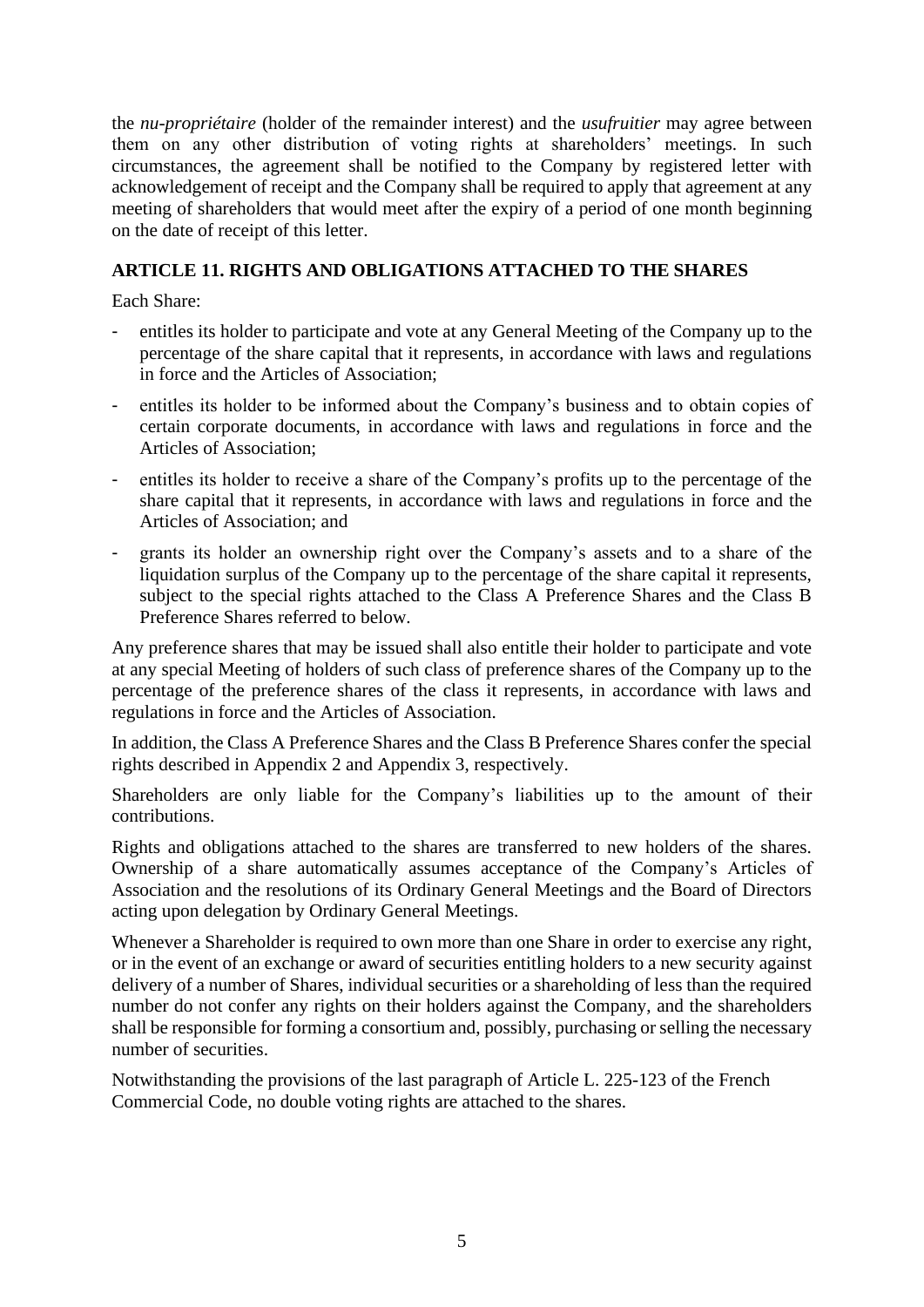the *nu-propriétaire* (holder of the remainder interest) and the *usufruitier* may agree between them on any other distribution of voting rights at shareholders' meetings. In such circumstances, the agreement shall be notified to the Company by registered letter with acknowledgement of receipt and the Company shall be required to apply that agreement at any meeting of shareholders that would meet after the expiry of a period of one month beginning on the date of receipt of this letter.

## ARTICLE 11. RIGHTS AND OBLIGATIONS ATTACHED TO THE SHARES

Each Share:

- entitles its holder to participate and vote at any General Meeting of the Company up to the percentage of the share capital that it represents, in accordance with laws and regulations in force and the Articles of Association;
- entitles its holder to be informed about the Company's business and to obtain copies of certain corporate documents, in accordance with laws and regulations in force and the Articles of Association;
- entitles its holder to receive a share of the Company's profits up to the percentage of the share capital that it represents, in accordance with laws and regulations in force and the Articles of Association; and
- grants its holder an ownership right over the Company's assets and to a share of the liquidation surplus of the Company up to the percentage of the share capital it represents, subject to the special rights attached to the Class A Preference Shares and the Class B Preference Shares referred to below.

Any preference shares that may be issued shall also entitle their holder to participate and vote at any special Meeting of holders of such class of preference shares of the Company up to the percentage of the preference shares of the class it represents, in accordance with laws and regulations in force and the Articles of Association.

In addition, the Class A Preference Shares and the Class B Preference Shares confer the special rights described in Appendix 2 and Appendix 3, respectively.

Shareholders are only liable for the Company's liabilities up to the amount of their contributions.

Rights and obligations attached to the shares are transferred to new holders of the shares. Ownership of a share automatically assumes acceptance of the Company's Articles of Association and the resolutions of its Ordinary General Meetings and the Board of Directors acting upon delegation by Ordinary General Meetings.

Whenever a Shareholder is required to own more than one Share in order to exercise any right, or in the event of an exchange or award of securities entitling holders to a new security against delivery of a number of Shares, individual securities or a shareholding of less than the required number do not confer any rights on their holders against the Company, and the shareholders shall be responsible for forming a consortium and, possibly, purchasing or selling the necessary number of securities.

Notwithstanding the provisions of the last paragraph of Article L. 225-123 of the French Commercial Code, no double voting rights are attached to the shares.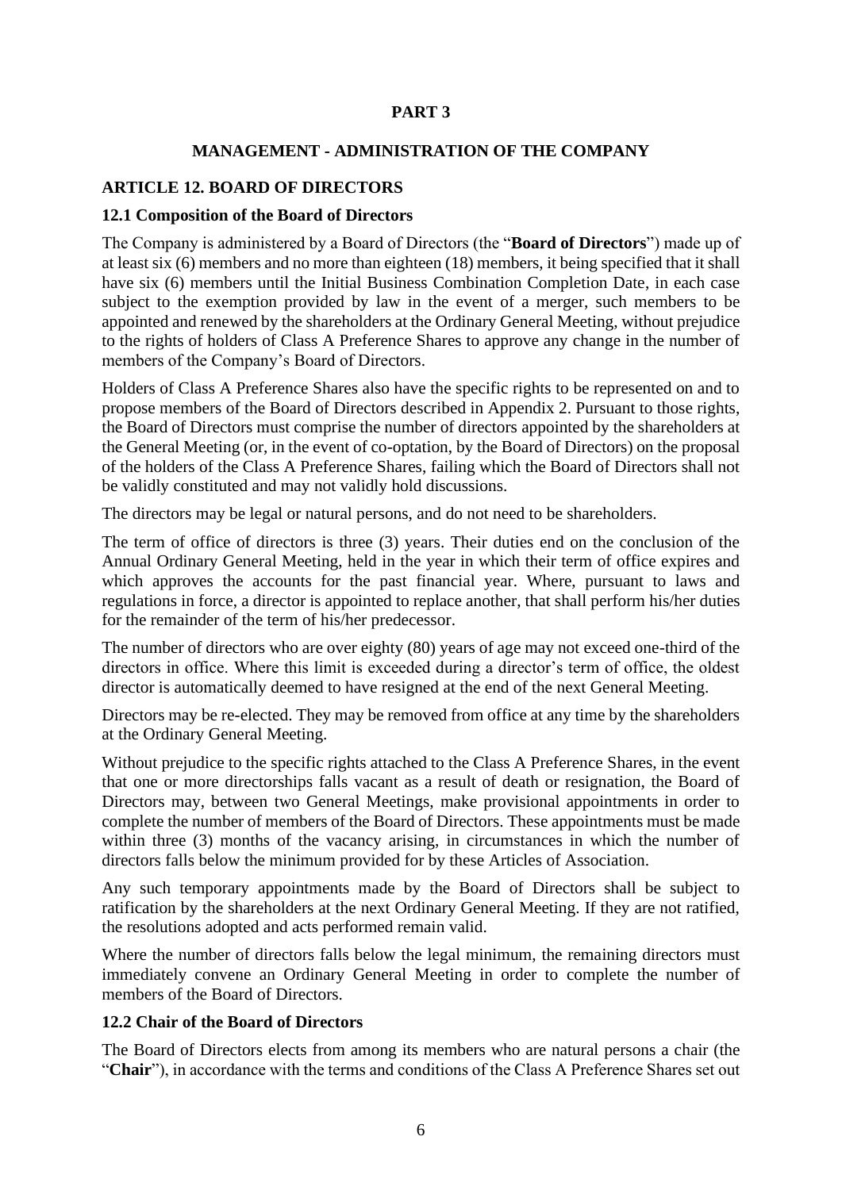**PART 3**

**MANAGEMENT - ADMINISTRATION OF THE COMPANY**

## ARTICLE 12. BOARD OF DIRECTORS

### 12.1 Composition of the Board of Directors

The Company is administered by a Board of Directors (the "**Board of Directors**") made up of at least six (6) members and no more than eighteen (18) members, it being specified that it shall have six (6) members until the Initial Business Combination Completion Date, in each case subject to the exemption provided by law in the event of a merger, such members to be appointed and renewed by the shareholders at the Ordinary General Meeting, without prejudice to the rights of holders of Class A Preference Shares to approve any change in the number of members of the Company's Board of Directors.

Holders of Class A Preference Shares also have the specific rights to be represented on and to propose members of the Board of Directors described in Appendix 2. Pursuant to those rights, the Board of Directors must comprise the number of directors appointed by the shareholders at the General Meeting (or, in the event of co-optation, by the Board of Directors) on the proposal of the holders of the Class A Preference Shares, failing which the Board of Directors shall not be validly constituted and may not validly hold discussions.

The directors may be legal or natural persons, and do not need to be shareholders.

The term of office of directors is three (3) years. Their duties end on the conclusion of the Annual Ordinary General Meeting, held in the year in which their term of office expires and which approves the accounts for the past financial year. Where, pursuant to laws and regulations in force, a director is appointed to replace another, that shall perform his/her duties for the remainder of the term of his/her predecessor.

The number of directors who are over eighty (80) years of age may not exceed one-third of the directors in office. Where this limit is exceeded during a director's term of office, the oldest director is automatically deemed to have resigned at the end of the next General Meeting.

Directors may be re-elected. They may be removed from office at any time by the shareholders at the Ordinary General Meeting.

Without prejudice to the specific rights attached to the Class A Preference Shares, in the event that one or more directorships falls vacant as a result of death or resignation, the Board of Directors may, between two General Meetings, make provisional appointments in order to complete the number of members of the Board of Directors. These appointments must be made within three (3) months of the vacancy arising, in circumstances in which the number of directors falls below the minimum provided for by these Articles of Association.

Any such temporary appointments made by the Board of Directors shall be subject to ratification by the shareholders at the next Ordinary General Meeting. If they are not ratified, the resolutions adopted and acts performed remain valid.

Where the number of directors falls below the legal minimum, the remaining directors must immediately convene an Ordinary General Meeting in order to complete the number of members of the Board of Directors.

### 12.2 Chair of the Board of Directors

The Board of Directors elects from among its members who are natural persons a chair (the "**Chair**"), in accordance with the terms and conditions of the Class A Preference Shares set out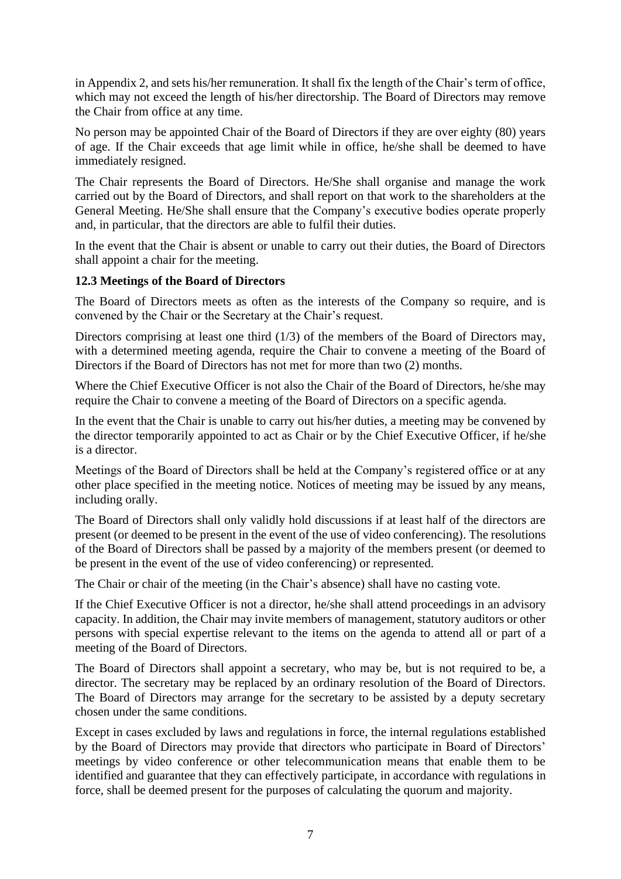in Appendix 2, and sets his/her remuneration. It shall fix the length of the Chair's term of office, which may not exceed the length of his/her directorship. The Board of Directors may remove the Chair from office at any time.

No person may be appointed Chair of the Board of Directors if they are over eighty (80) years of age. If the Chair exceeds that age limit while in office, he/she shall be deemed to have immediately resigned.

The Chair represents the Board of Directors. He/She shall organise and manage the work carried out by the Board of Directors, and shall report on that work to the shareholders at the General Meeting. He/She shall ensure that the Company's executive bodies operate properly and, in particular, that the directors are able to fulfil their duties.

In the event that the Chair is absent or unable to carry out their duties, the Board of Directors shall appoint a chair for the meeting.

**12.3 Meetings of the Board of Directors**

The Board of Directors meets as often as the interests of the Company so require, and is convened by the Chair or the Secretary at the Chair's request.

Directors comprising at least one third (1/3) of the members of the Board of Directors may, with a determined meeting agenda, require the Chair to convene a meeting of the Board of Directors if the Board of Directors has not met for more than two (2) months.

Where the Chief Executive Officer is not also the Chair of the Board of Directors, he/she may require the Chair to convene a meeting of the Board of Directors on a specific agenda.

In the event that the Chair is unable to carry out his/her duties, a meeting may be convened by the director temporarily appointed to act as Chair or by the Chief Executive Officer, if he/she is a director.

Meetings of the Board of Directors shall be held at the Company's registered office or at any other place specified in the meeting notice. Notices of meeting may be issued by any means, including orally.

The Board of Directors shall only validly hold discussions if at least half of the directors are present (or deemed to be present in the event of the use of video conferencing). The resolutions of the Board of Directors shall be passed by a majority of the members present (or deemed to be present in the event of the use of video conferencing) or represented.

The Chair or chair of the meeting (in the Chair's absence) shall have no casting vote.

If the Chief Executive Officer is not a director, he/she shall attend proceedings in an advisory capacity. In addition, the Chair may invite members of management, statutory auditors or other persons with special expertise relevant to the items on the agenda to attend all or part of a meeting of the Board of Directors.

The Board of Directors shall appoint a secretary, who may be, but is not required to be, a director. The secretary may be replaced by an ordinary resolution of the Board of Directors. The Board of Directors may arrange for the secretary to be assisted by a deputy secretary chosen under the same conditions.

Except in cases excluded by laws and regulations in force, the internal regulations established by the Board of Directors may provide that directors who participate in Board of Directors' meetings by video conference or other telecommunication means that enable them to be identified and guarantee that they can effectively participate, in accordance with regulations in force, shall be deemed present for the purposes of calculating the quorum and majority.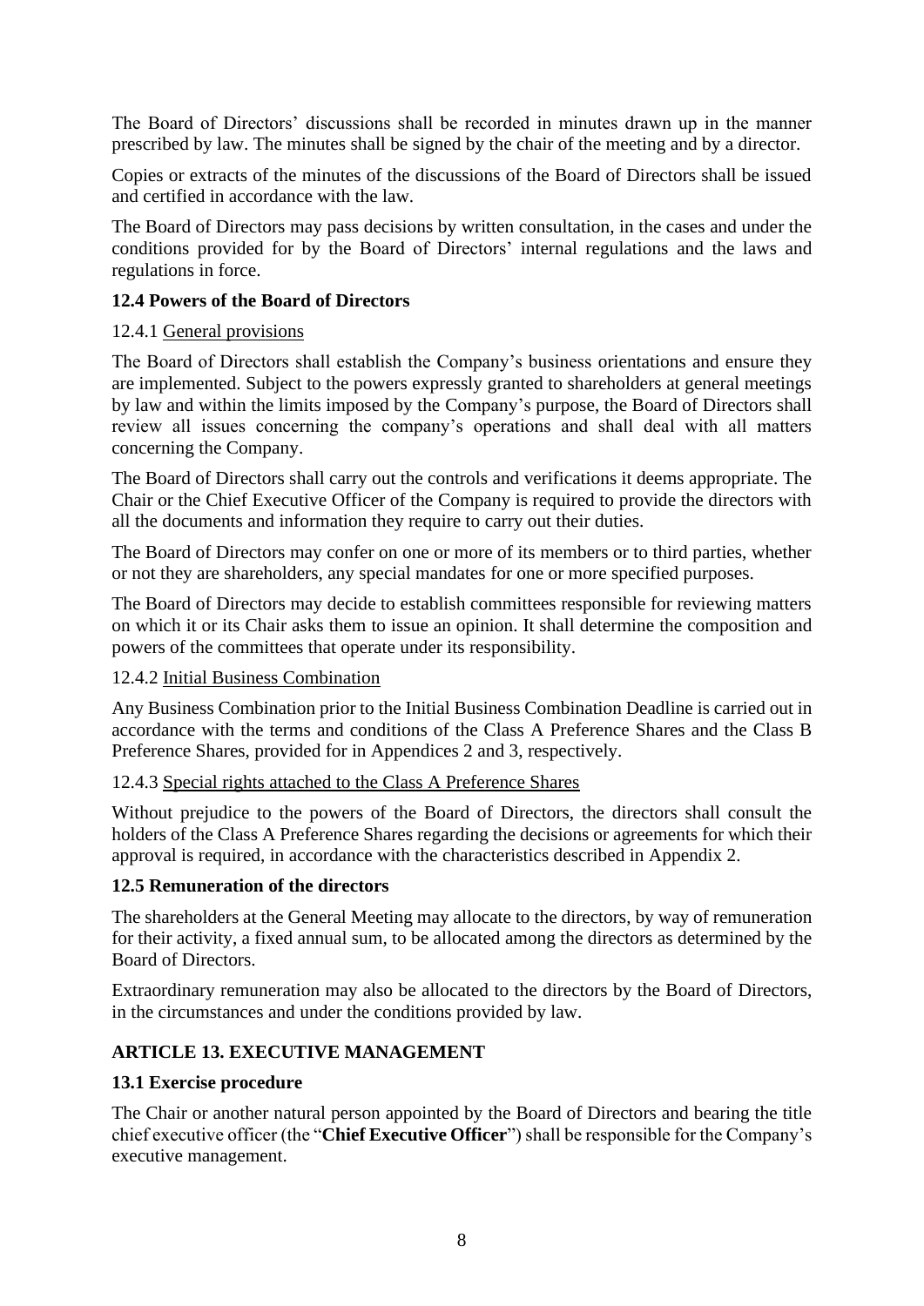The Board of Directors' discussions shall be recorded in minutes drawn up in the manner prescribed by law. The minutes shall be signed by the chair of the meeting and by a director.

Copies or extracts of the minutes of the discussions of the Board of Directors shall be issued and certified in accordance with the law.

The Board of Directors may pass decisions by written consultation, in the cases and under the conditions provided for by the Board of Directors' internal regulations and the laws and regulations in force.

### 12.4 Powers of the Board of Directors

12.4.1 General provisions

The Board of Directors shall establish the Company's business orientations and ensure they are implemented. Subject to the powers expressly granted to shareholders at general meetings by law and within the limits imposed by the Company's purpose, the Board of Directors shall review all issues concerning the company's operations and shall deal with all matters concerning the Company.

The Board of Directors shall carry out the controls and verifications it deems appropriate. The Chair or the Chief Executive Officer of the Company is required to provide the directors with all the documents and information they require to carry out their duties.

The Board of Directors may confer on one or more of its members or to third parties, whether or not they are shareholders, any special mandates for one or more specified purposes.

The Board of Directors may decide to establish committees responsible for reviewing matters on which it or its Chair asks them to issue an opinion. It shall determine the composition and powers of the committees that operate under its responsibility.

12.4.2 Initial Business Combination

Any Business Combination prior to the Initial Business Combination Deadline is carried out in accordance with the terms and conditions of the Class A Preference Shares and the Class B Preference Shares, provided for in Appendices 2 and 3, respectively.

12.4.3 Special rights attached to the Class A Preference Shares

Without prejudice to the powers of the Board of Directors, the directors shall consult the holders of the Class A Preference Shares regarding the decisions or agreements for which their approval is required, in accordance with the characteristics described in Appendix 2.

### 12.5 Remuneration of the directors

The shareholders at the General Meeting may allocate to the directors, by way of remuneration for their activity, a fixed annual sum, to be allocated among the directors as determined by the Board of Directors.

Extraordinary remuneration may also be allocated to the directors by the Board of Directors, in the circumstances and under the conditions provided by law.

## ARTICLE 13. EXECUTIVE MANAGEMENT

### 13.1 Exercise procedure

The Chair or another natural person appointed by the Board of Directors and bearing the title chief executive officer (the "**Chief Executive Officer**") shall be responsible for the Company's executive management.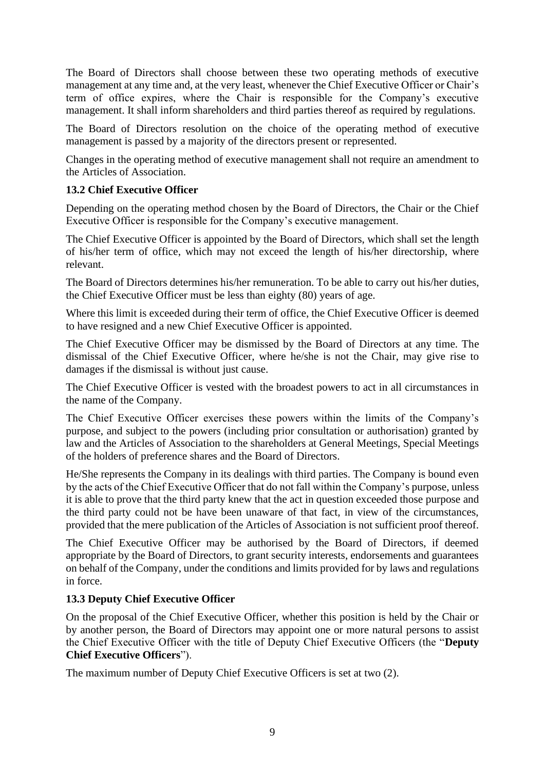The Board of Directors shall choose between these two operating methods of executive management at any time and, at the very least, whenever the Chief Executive Officer or Chair's term of office expires, where the Chair is responsible for the Company's executive management. It shall inform shareholders and third parties thereof as required by regulations.

The Board of Directors resolution on the choice of the operating method of executive management is passed by a majority of the directors present or represented.

Changes in the operating method of executive management shall not require an amendment to the Articles of Association.

### 13.2 Chief Executive Officer

Depending on the operating method chosen by the Board of Directors, the Chair or the Chief Executive Officer is responsible for the Company's executive management.

The Chief Executive Officer is appointed by the Board of Directors, which shall set the length of his/her term of office, which may not exceed the length of his/her directorship, where relevant.

The Board of Directors determines his/her remuneration. To be able to carry out his/her duties, the Chief Executive Officer must be less than eighty (80) years of age.

Where this limit is exceeded during their term of office, the Chief Executive Officer is deemed to have resigned and a new Chief Executive Officer is appointed.

The Chief Executive Officer may be dismissed by the Board of Directors at any time. The dismissal of the Chief Executive Officer, where he/she is not the Chair, may give rise to damages if the dismissal is without just cause.

The Chief Executive Officer is vested with the broadest powers to act in all circumstances in the name of the Company.

The Chief Executive Officer exercises these powers within the limits of the Company's purpose, and subject to the powers (including prior consultation or authorisation) granted by law and the Articles of Association to the shareholders at General Meetings, Special Meetings of the holders of preference shares and the Board of Directors.

He/She represents the Company in its dealings with third parties. The Company is bound even by the acts of the Chief Executive Officer that do not fall within the Company's purpose, unless it is able to prove that the third party knew that the act in question exceeded those purpose and the third party could not be have been unaware of that fact, in view of the circumstances, provided that the mere publication of the Articles of Association is not sufficient proof thereof.

The Chief Executive Officer may be authorised by the Board of Directors, if deemed appropriate by the Board of Directors, to grant security interests, endorsements and guarantees on behalf of the Company, under the conditions and limits provided for by laws and regulations in force.

### 13.3 Deputy Chief Executive Officer

On the proposal of the Chief Executive Officer, whether this position is held by the Chair or by another person, the Board of Directors may appoint one or more natural persons to assist the Chief Executive Officer with the title of Deputy Chief Executive Officers (the "**Deputy Chief Executive Officers**").

The maximum number of Deputy Chief Executive Officers is set at two (2).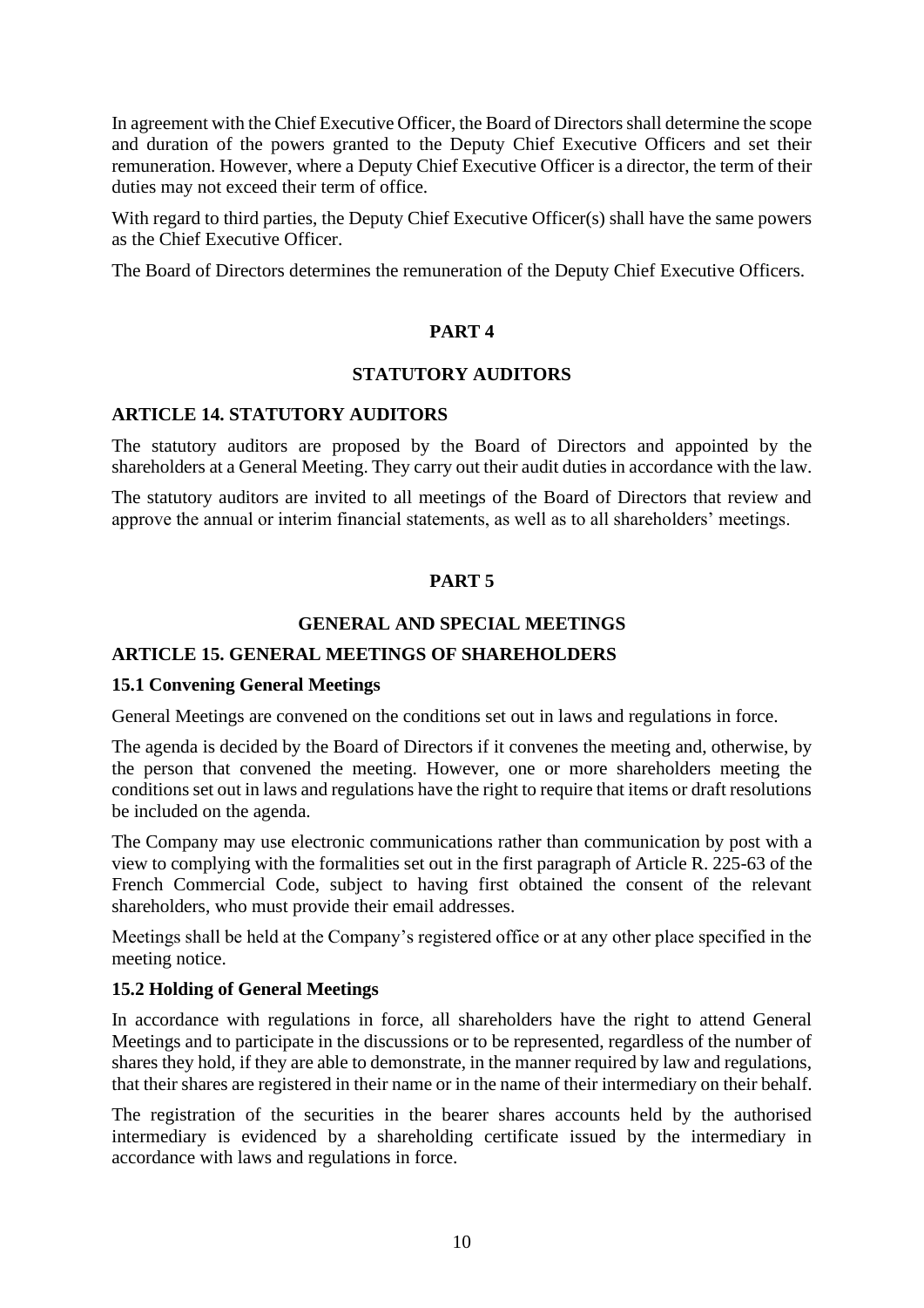In agreement with the Chief Executive Officer, the Board of Directors shall determine the scope and duration of the powers granted to the Deputy Chief Executive Officers and set their remuneration. However, where a Deputy Chief Executive Officer is a director, the term of their duties may not exceed their term of office.

With regard to third parties, the Deputy Chief Executive Officer(s) shall have the same powers as the Chief Executive Officer.

The Board of Directors determines the remuneration of the Deputy Chief Executive Officers.

# PART 4

# STATUTORY AUDITORS

## ARTICLE 14. STATUTORY AUDITORS

The statutory auditors are proposed by the Board of Directors and appointed by the shareholders at a General Meeting. They carry out their audit duties in accordance with the law.

The statutory auditors are invited to all meetings of the Board of Directors that review and approve the annual or interim financial statements, as well as to all shareholders' meetings.

# PART 5

# GENERAL AND SPECIAL MEETINGS

## ARTICLE 15. GENERAL MEETINGS OF SHAREHOLDERS

### 15.1 Convening General Meetings

General Meetings are convened on the conditions set out in laws and regulations in force.

The agenda is decided by the Board of Directors if it convenes the meeting and, otherwise, by the person that convened the meeting. However, one or more shareholders meeting the conditions set out in laws and regulations have the right to require that items or draft resolutions be included on the agenda.

The Company may use electronic communications rather than communication by post with a view to complying with the formalities set out in the first paragraph of Article R. 225-63 of the French Commercial Code, subject to having first obtained the consent of the relevant shareholders, who must provide their email addresses.

Meetings shall be held at the Company's registered office or at any other place specified in the meeting notice.

### 15.2 Holding of General Meetings

In accordance with regulations in force, all shareholders have the right to attend General Meetings and to participate in the discussions or to be represented, regardless of the number of shares they hold, if they are able to demonstrate, in the manner required by law and regulations, that their shares are registered in their name or in the name of their intermediary on their behalf.

The registration of the securities in the bearer shares accounts held by the authorised intermediary is evidenced by a shareholding certificate issued by the intermediary in accordance with laws and regulations in force.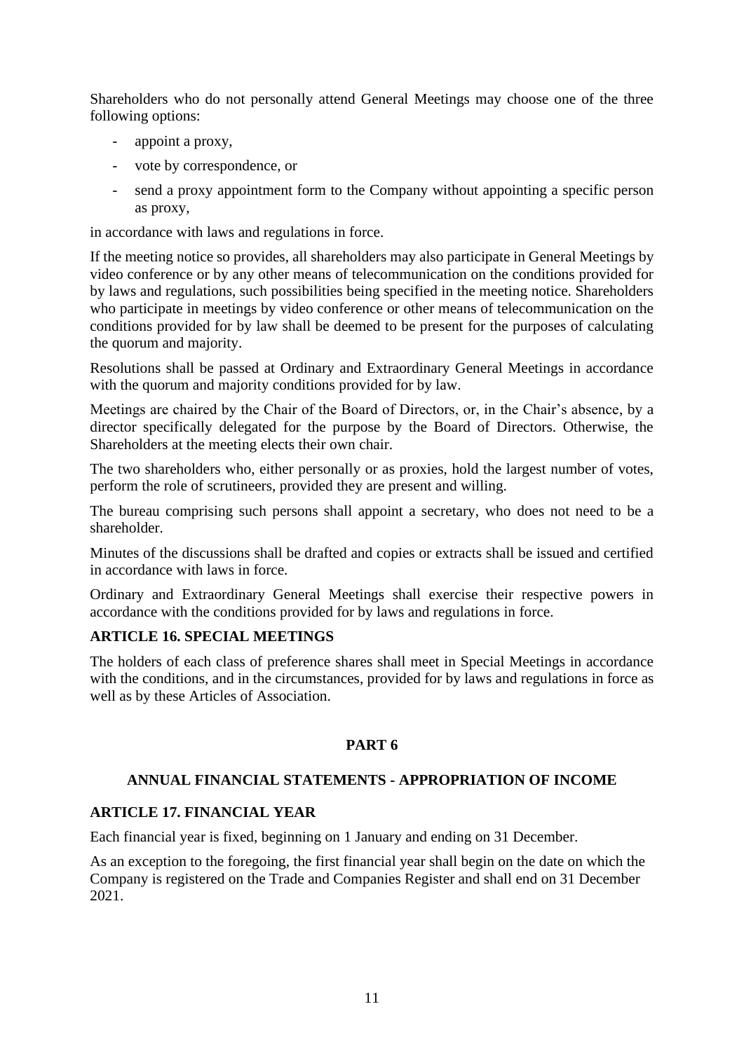Shareholders who do not personally attend General Meetings may choose one of the three following options:

- appoint a proxy,
- vote by correspondence, or
- send a proxy appointment form to the Company without appointing a specific person as proxy,

in accordance with laws and regulations in force.

If the meeting notice so provides, all shareholders may also participate in General Meetings by video conference or by any other means of telecommunication on the conditions provided for by laws and regulations, such possibilities being specified in the meeting notice. Shareholders who participate in meetings by video conference or other means of telecommunication on the conditions provided for by law shall be deemed to be present for the purposes of calculating the quorum and majority.

Resolutions shall be passed at Ordinary and Extraordinary General Meetings in accordance with the quorum and majority conditions provided for by law.

Meetings are chaired by the Chair of the Board of Directors, or, in the Chair's absence, by a director specifically delegated for the purpose by the Board of Directors. Otherwise, the Shareholders at the meeting elects their own chair.

The two shareholders who, either personally or as proxies, hold the largest number of votes, perform the role of scrutineers, provided they are present and willing.

The bureau comprising such persons shall appoint a secretary, who does not need to be a shareholder.

Minutes of the discussions shall be drafted and copies or extracts shall be issued and certified in accordance with laws in force.

Ordinary and Extraordinary General Meetings shall exercise their respective powers in accordance with the conditions provided for by laws and regulations in force.

### ARTICLE 16. SPECIAL MEETINGS

The holders of each class of preference shares shall meet in Special Meetings in accordance with the conditions, and in the circumstances, provided for by laws and regulations in force as well as by these Articles of Association.

## PART 6

## ANNUAL FINANCIAL STATEMENTS - APPROPRIATION OF INCOME

### ARTICLE 17. FINANCIAL YEAR

Each financial year is fixed, beginning on 1 January and ending on 31 December.

As an exception to the foregoing, the first financial year shall begin on the date on which the Company is registered on the Trade and Companies Register and shall end on 31 December 2021.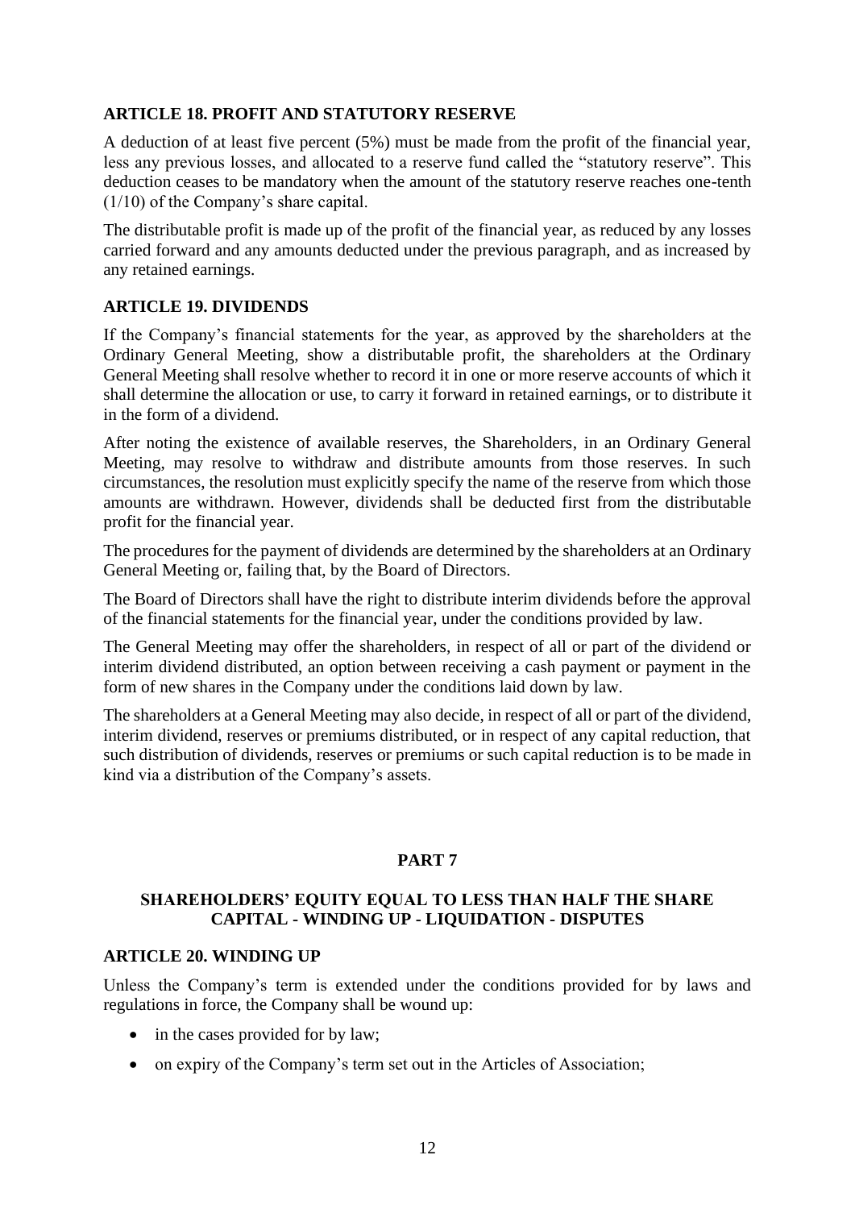### ARTICLE 18. PROFIT AND STATUTORY RESERVE

A deduction of at least five percent (5%) must be made from the profit of the financial year, less any previous losses, and allocated to a reserve fund called the "statutory reserve". This deduction ceases to be mandatory when the amount of the statutory reserve reaches one-tenth (1/10) of the Company's share capital.

The distributable profit is made up of the profit of the financial year, as reduced by any losses carried forward and any amounts deducted under the previous paragraph, and as increased by any retained earnings.

### ARTICLE 19. DIVIDENDS

If the Company's financial statements for the year, as approved by the shareholders at the Ordinary General Meeting, show a distributable profit, the shareholders at the Ordinary General Meeting shall resolve whether to record it in one or more reserve accounts of which it shall determine the allocation or use, to carry it forward in retained earnings, or to distribute it in the form of a dividend.

After noting the existence of available reserves, the Shareholders, in an Ordinary General Meeting, may resolve to withdraw and distribute amounts from those reserves. In such circumstances, the resolution must explicitly specify the name of the reserve from which those amounts are withdrawn. However, dividends shall be deducted first from the distributable profit for the financial year.

The procedures for the payment of dividends are determined by the shareholders at an Ordinary General Meeting or, failing that, by the Board of Directors.

The Board of Directors shall have the right to distribute interim dividends before the approval of the financial statements for the financial year, under the conditions provided by law.

The General Meeting may offer the shareholders, in respect of all or part of the dividend or interim dividend distributed, an option between receiving a cash payment or payment in the form of new shares in the Company under the conditions laid down by law.

The shareholders at a General Meeting may also decide, in respect of all or part of the dividend, interim dividend, reserves or premiums distributed, or in respect of any capital reduction, that such distribution of dividends, reserves or premiums or such capital reduction is to be made in kind via a distribution of the Company's assets.

## PART 7

## SHAREHOLDERS' EQUITY EQUAL TO LESS THAN HALF THE SHARE CAPITAL - WINDING UP - LIQUIDATION - DISPUTES

### ARTICLE 20. WINDING UP

Unless the Company's term is extended under the conditions provided for by laws and regulations in force, the Company shall be wound up:

- in the cases provided for by law;
- on expiry of the Company's term set out in the Articles of Association;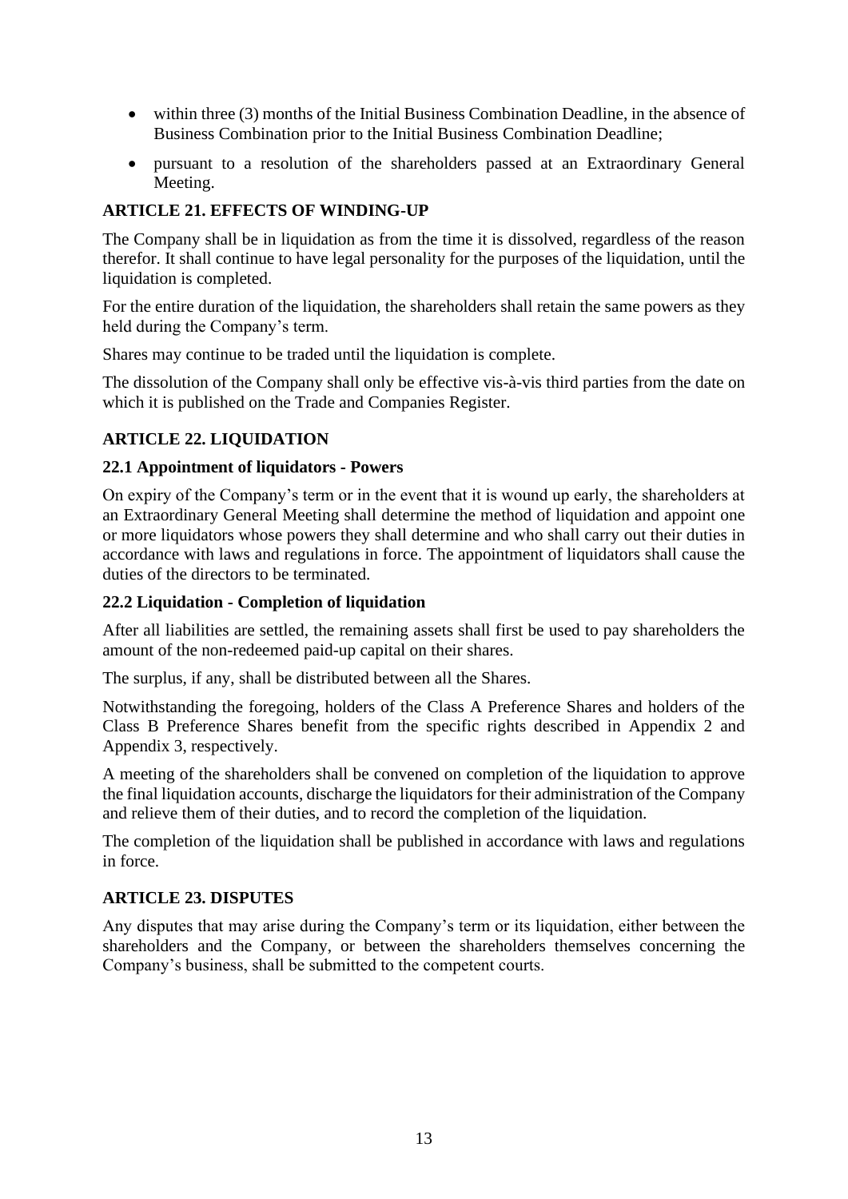- within three (3) months of the Initial Business Combination Deadline, in the absence of Business Combination prior to the Initial Business Combination Deadline;
- pursuant to a resolution of the shareholders passed at an Extraordinary General Meeting.

## ARTICLE 21. EFFECTS OF WINDING-UP

The Company shall be in liquidation as from the time it is dissolved, regardless of the reason therefor. It shall continue to have legal personality for the purposes of the liquidation, until the liquidation is completed.

For the entire duration of the liquidation, the shareholders shall retain the same powers as they held during the Company's term.

Shares may continue to be traded until the liquidation is complete.

The dissolution of the Company shall only be effective vis-à-vis third parties from the date on which it is published on the Trade and Companies Register.

## ARTICLE 22. LIQUIDATION

### 22.1 Appointment of liquidators - Powers

On expiry of the Company's term or in the event that it is wound up early, the shareholders at an Extraordinary General Meeting shall determine the method of liquidation and appoint one or more liquidators whose powers they shall determine and who shall carry out their duties in accordance with laws and regulations in force. The appointment of liquidators shall cause the duties of the directors to be terminated.

### 22.2 Liquidation - Completion of liquidation

After all liabilities are settled, the remaining assets shall first be used to pay shareholders the amount of the non-redeemed paid-up capital on their shares.

The surplus, if any, shall be distributed between all the Shares.

Notwithstanding the foregoing, holders of the Class A Preference Shares and holders of the Class B Preference Shares benefit from the specific rights described in Appendix 2 and Appendix 3, respectively.

A meeting of the shareholders shall be convened on completion of the liquidation to approve the final liquidation accounts, discharge the liquidators for their administration of the Company and relieve them of their duties, and to record the completion of the liquidation.

The completion of the liquidation shall be published in accordance with laws and regulations in force.

## ARTICLE 23. DISPUTES

Any disputes that may arise during the Company's term or its liquidation, either between the shareholders and the Company, or between the shareholders themselves concerning the Company's business, shall be submitted to the competent courts.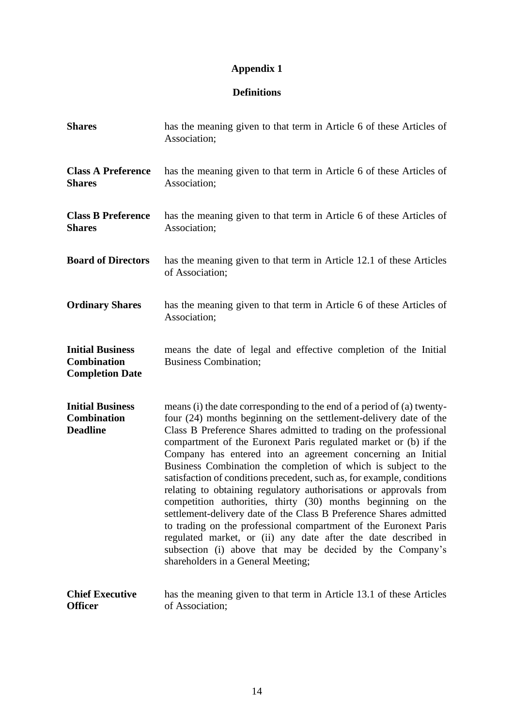# Appendix 1

## Definitions

| | |
|---|---|
| **Shares** | has the meaning given to that term in Article 6 of these Articles of Association; |
| **Class A Preference Shares** | has the meaning given to that term in Article 6 of these Articles of Association; |
| **Class B Preference Shares** | has the meaning given to that term in Article 6 of these Articles of Association; |
| **Board of Directors** | has the meaning given to that term in Article 12.1 of these Articles of Association; |
| **Ordinary Shares** | has the meaning given to that term in Article 6 of these Articles of Association; |
| **Initial Business Combination Completion Date** | means the date of legal and effective completion of the Initial Business Combination; |
| **Initial Business Combination Deadline** | means (i) the date corresponding to the end of a period of (a) twenty-four (24) months beginning on the settlement-delivery date of the Class B Preference Shares admitted to trading on the professional compartment of the Euronext Paris regulated market or (b) if the Company has entered into an agreement concerning an Initial Business Combination the completion of which is subject to the satisfaction of conditions precedent, such as, for example, conditions relating to obtaining regulatory authorisations or approvals from competition authorities, thirty (30) months beginning on the settlement-delivery date of the Class B Preference Shares admitted to trading on the professional compartment of the Euronext Paris regulated market, or (ii) any date after the date described in subsection (i) above that may be decided by the Company's shareholders in a General Meeting; |
| **Chief Executive Officer** | has the meaning given to that term in Article 13.1 of these Articles of Association; |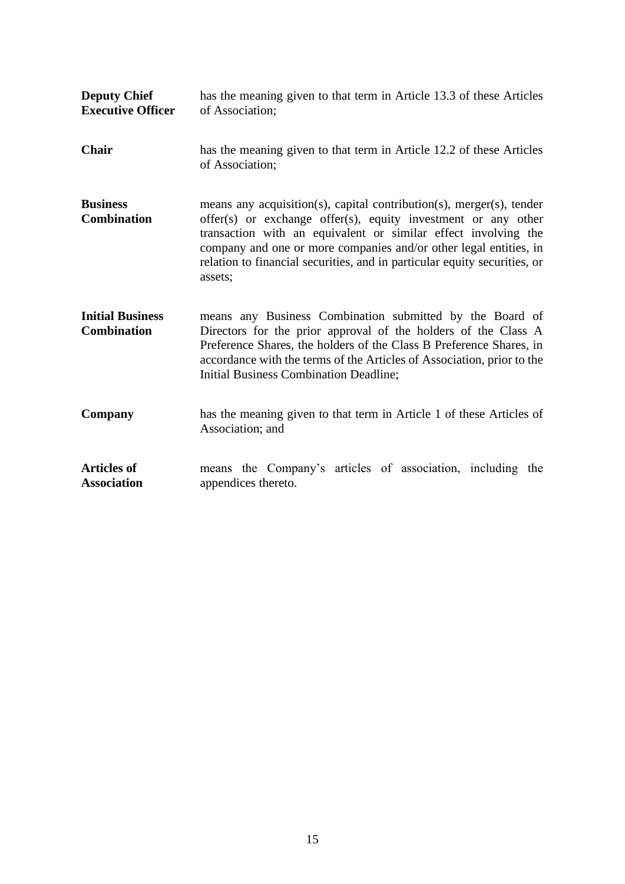| | |
|---|---|
| **Deputy Chief Executive Officer** | has the meaning given to that term in Article 13.3 of these Articles of Association; |
| **Chair** | has the meaning given to that term in Article 12.2 of these Articles of Association; |
| **Business Combination** | means any acquisition(s), capital contribution(s), merger(s), tender offer(s) or exchange offer(s), equity investment or any other transaction with an equivalent or similar effect involving the company and one or more companies and/or other legal entities, in relation to financial securities, and in particular equity securities, or assets; |
| **Initial Business Combination** | means any Business Combination submitted by the Board of Directors for the prior approval of the holders of the Class A Preference Shares, the holders of the Class B Preference Shares, in accordance with the terms of the Articles of Association, prior to the Initial Business Combination Deadline; |
| **Company** | has the meaning given to that term in Article 1 of these Articles of Association; and |
| **Articles of Association** | means the Company's articles of association, including the appendices thereto. |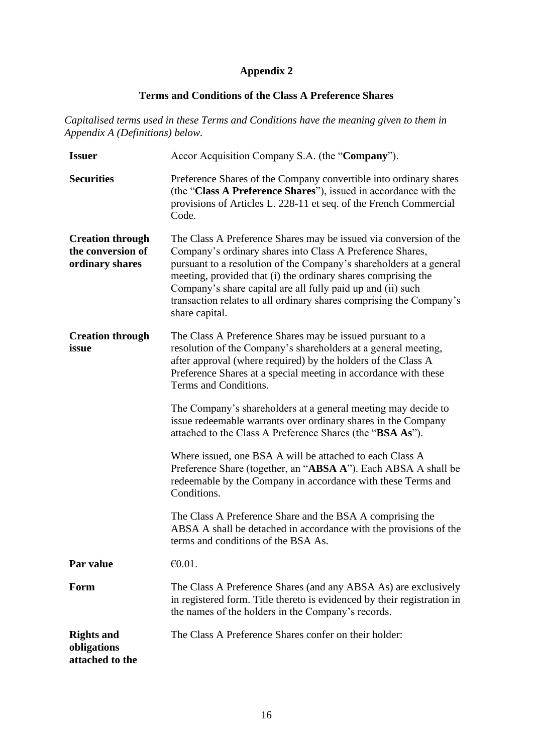## Appendix 2

## Terms and Conditions of the Class A Preference Shares

*Capitalised terms used in these Terms and Conditions have the meaning given to them in Appendix A (Definitions) below.*

| | |
|---|---|
| **Issuer** | Accor Acquisition Company S.A. (the "**Company**"). |
| **Securities** | Preference Shares of the Company convertible into ordinary shares (the "**Class A Preference Shares**"), issued in accordance with the provisions of Articles L. 228-11 et seq. of the French Commercial Code. |
| **Creation through the conversion of ordinary shares** | The Class A Preference Shares may be issued via conversion of the Company's ordinary shares into Class A Preference Shares, pursuant to a resolution of the Company's shareholders at a general meeting, provided that (i) the ordinary shares comprising the Company's share capital are all fully paid up and (ii) such transaction relates to all ordinary shares comprising the Company's share capital. |
| **Creation through issue** | The Class A Preference Shares may be issued pursuant to a resolution of the Company's shareholders at a general meeting, after approval (where required) by the holders of the Class A Preference Shares at a special meeting in accordance with these Terms and Conditions.<br><br>The Company's shareholders at a general meeting may decide to issue redeemable warrants over ordinary shares in the Company attached to the Class A Preference Shares (the "**BSA As**").<br><br>Where issued, one BSA A will be attached to each Class A Preference Share (together, an "**ABSA A**"). Each ABSA A shall be redeemable by the Company in accordance with these Terms and Conditions.<br><br>The Class A Preference Share and the BSA A comprising the ABSA A shall be detached in accordance with the provisions of the terms and conditions of the BSA As. |
| **Par value** | €0.01. |
| **Form** | The Class A Preference Shares (and any ABSA As) are exclusively in registered form. Title thereto is evidenced by their registration in the names of the holders in the Company's records. |
| **Rights and obligations attached to the** | The Class A Preference Shares confer on their holder: |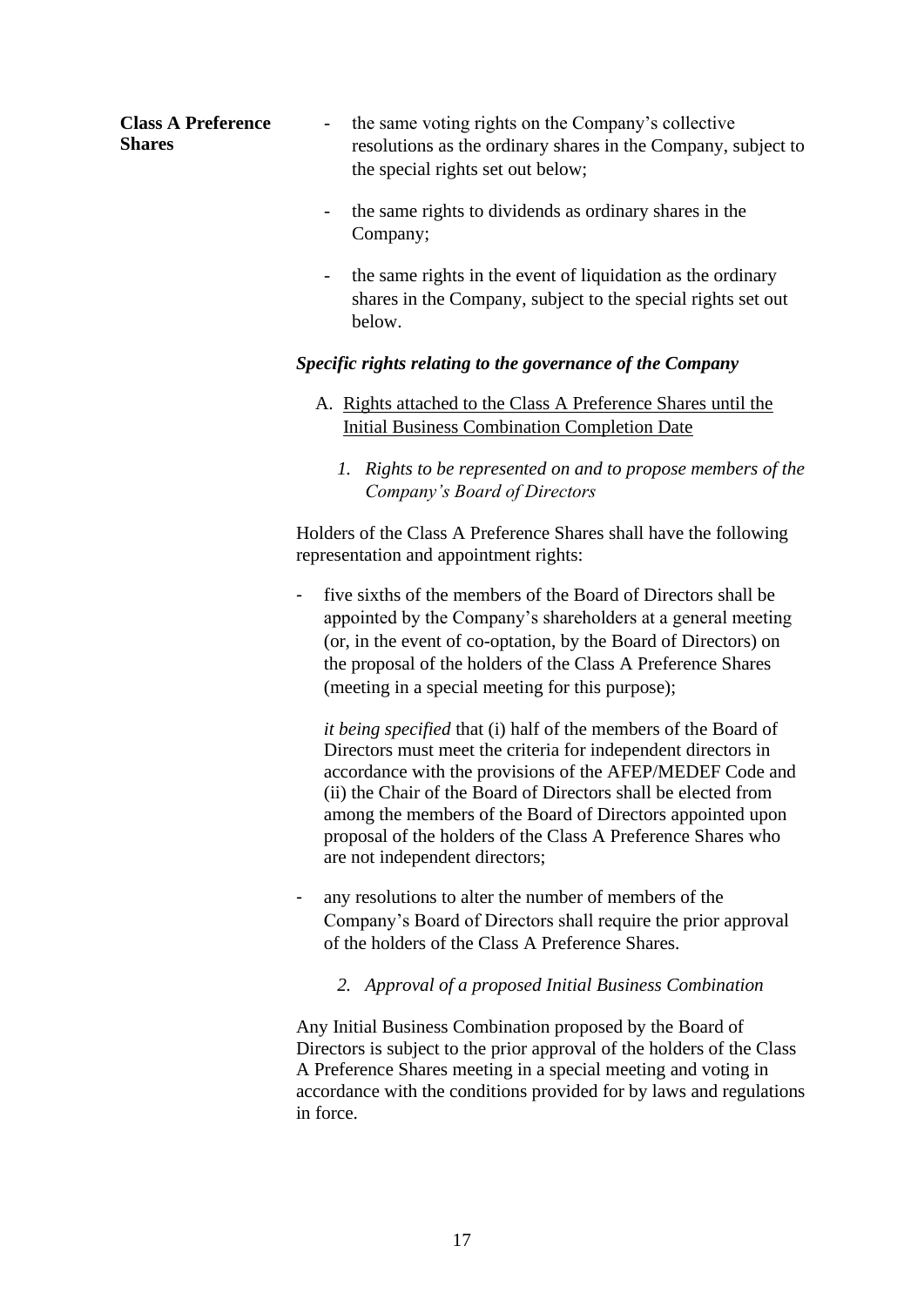**Class A Preference Shares**

- the same voting rights on the Company's collective resolutions as the ordinary shares in the Company, subject to the special rights set out below;
- the same rights to dividends as ordinary shares in the Company;
- the same rights in the event of liquidation as the ordinary shares in the Company, subject to the special rights set out below.

***Specific rights relating to the governance of the Company***

A. Rights attached to the Class A Preference Shares until the Initial Business Combination Completion Date

*1. Rights to be represented on and to propose members of the Company's Board of Directors*

Holders of the Class A Preference Shares shall have the following representation and appointment rights:

- five sixths of the members of the Board of Directors shall be appointed by the Company's shareholders at a general meeting (or, in the event of co-optation, by the Board of Directors) on the proposal of the holders of the Class A Preference Shares (meeting in a special meeting for this purpose);

  *it being specified* that (i) half of the members of the Board of Directors must meet the criteria for independent directors in accordance with the provisions of the AFEP/MEDEF Code and (ii) the Chair of the Board of Directors shall be elected from among the members of the Board of Directors appointed upon proposal of the holders of the Class A Preference Shares who are not independent directors;

- any resolutions to alter the number of members of the Company's Board of Directors shall require the prior approval of the holders of the Class A Preference Shares.

*2. Approval of a proposed Initial Business Combination*

Any Initial Business Combination proposed by the Board of Directors is subject to the prior approval of the holders of the Class A Preference Shares meeting in a special meeting and voting in accordance with the conditions provided for by laws and regulations in force.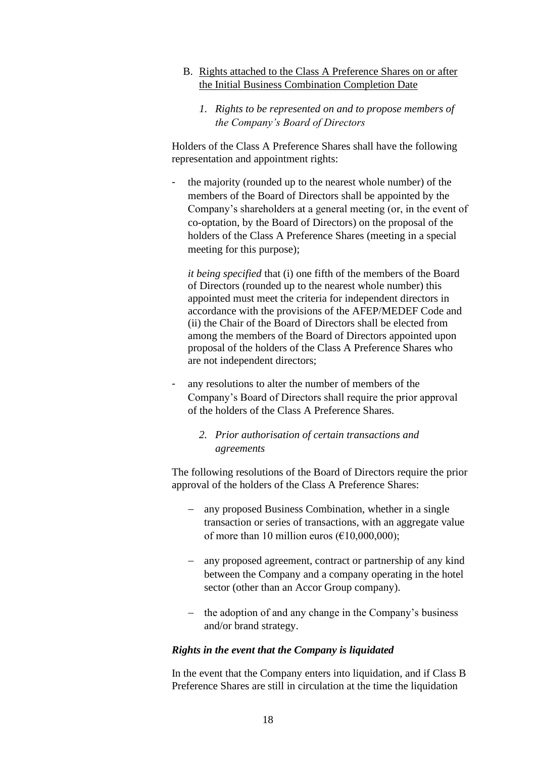B. <u>Rights attached to the Class A Preference Shares on or after the Initial Business Combination Completion Date</u>

*1. Rights to be represented on and to propose members of the Company's Board of Directors*

Holders of the Class A Preference Shares shall have the following representation and appointment rights:

- the majority (rounded up to the nearest whole number) of the members of the Board of Directors shall be appointed by the Company's shareholders at a general meeting (or, in the event of co-optation, by the Board of Directors) on the proposal of the holders of the Class A Preference Shares (meeting in a special meeting for this purpose);

  *it being specified* that (i) one fifth of the members of the Board of Directors (rounded up to the nearest whole number) this appointed must meet the criteria for independent directors in accordance with the provisions of the AFEP/MEDEF Code and (ii) the Chair of the Board of Directors shall be elected from among the members of the Board of Directors appointed upon proposal of the holders of the Class A Preference Shares who are not independent directors;

- any resolutions to alter the number of members of the Company's Board of Directors shall require the prior approval of the holders of the Class A Preference Shares.

*2. Prior authorisation of certain transactions and agreements*

The following resolutions of the Board of Directors require the prior approval of the holders of the Class A Preference Shares:

- any proposed Business Combination, whether in a single transaction or series of transactions, with an aggregate value of more than 10 million euros (€10,000,000);

- any proposed agreement, contract or partnership of any kind between the Company and a company operating in the hotel sector (other than an Accor Group company).

- the adoption of and any change in the Company's business and/or brand strategy.

***Rights in the event that the Company is liquidated***

In the event that the Company enters into liquidation, and if Class B Preference Shares are still in circulation at the time the liquidation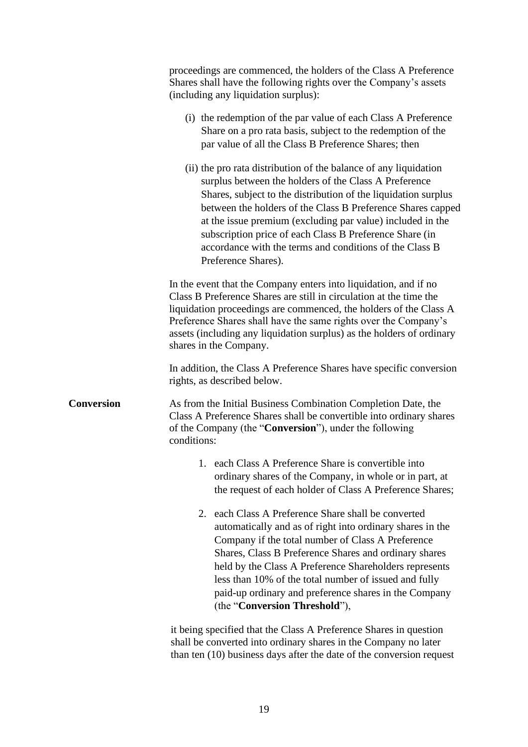proceedings are commenced, the holders of the Class A Preference Shares shall have the following rights over the Company's assets (including any liquidation surplus):

(i) the redemption of the par value of each Class A Preference Share on a pro rata basis, subject to the redemption of the par value of all the Class B Preference Shares; then

(ii) the pro rata distribution of the balance of any liquidation surplus between the holders of the Class A Preference Shares, subject to the distribution of the liquidation surplus between the holders of the Class B Preference Shares capped at the issue premium (excluding par value) included in the subscription price of each Class B Preference Share (in accordance with the terms and conditions of the Class B Preference Shares).

In the event that the Company enters into liquidation, and if no Class B Preference Shares are still in circulation at the time the liquidation proceedings are commenced, the holders of the Class A Preference Shares shall have the same rights over the Company's assets (including any liquidation surplus) as the holders of ordinary shares in the Company.

In addition, the Class A Preference Shares have specific conversion rights, as described below.

**Conversion**

As from the Initial Business Combination Completion Date, the Class A Preference Shares shall be convertible into ordinary shares of the Company (the "**Conversion**"), under the following conditions:

1. each Class A Preference Share is convertible into ordinary shares of the Company, in whole or in part, at the request of each holder of Class A Preference Shares;

2. each Class A Preference Share shall be converted automatically and as of right into ordinary shares in the Company if the total number of Class A Preference Shares, Class B Preference Shares and ordinary shares held by the Class A Preference Shareholders represents less than 10% of the total number of issued and fully paid-up ordinary and preference shares in the Company (the "**Conversion Threshold**"),

it being specified that the Class A Preference Shares in question shall be converted into ordinary shares in the Company no later than ten (10) business days after the date of the conversion request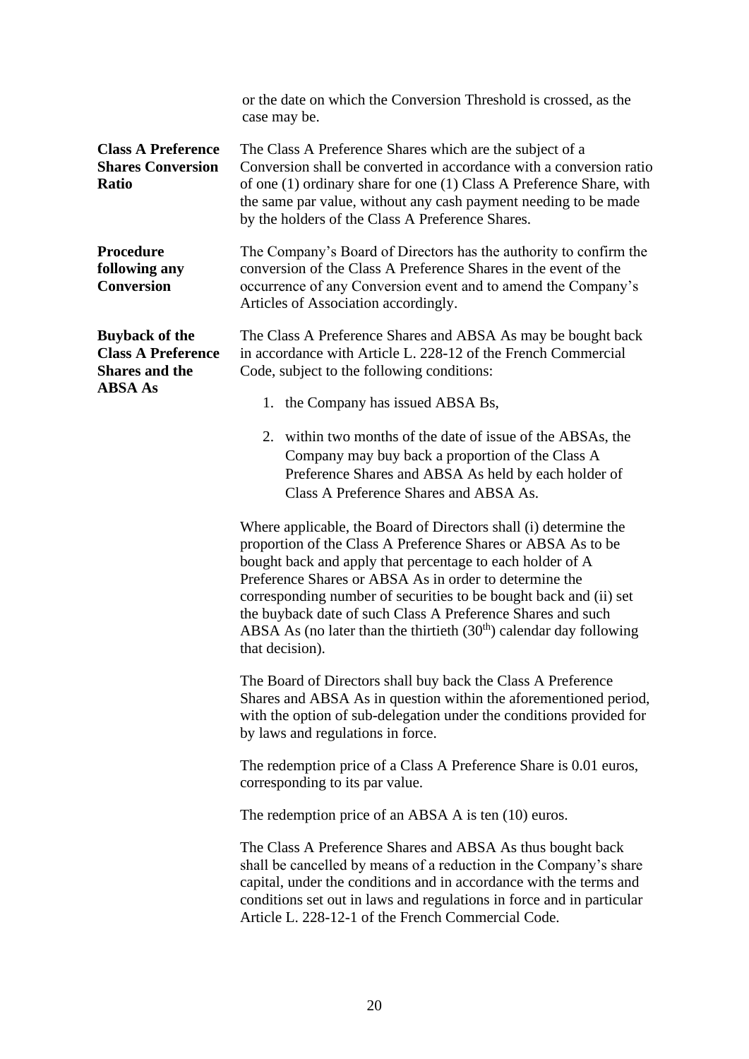or the date on which the Conversion Threshold is crossed, as the case may be.

| | |
|---|---|
| **Class A Preference Shares Conversion Ratio** | The Class A Preference Shares which are the subject of a Conversion shall be converted in accordance with a conversion ratio of one (1) ordinary share for one (1) Class A Preference Share, with the same par value, without any cash payment needing to be made by the holders of the Class A Preference Shares. |
| **Procedure following any Conversion** | The Company's Board of Directors has the authority to confirm the conversion of the Class A Preference Shares in the event of the occurrence of any Conversion event and to amend the Company's Articles of Association accordingly. |
| **Buyback of the Class A Preference Shares and the ABSA As** | The Class A Preference Shares and ABSA As may be bought back in accordance with Article L. 228-12 of the French Commercial Code, subject to the following conditions:<br><br>1. the Company has issued ABSA Bs,<br>2. within two months of the date of issue of the ABSAs, the Company may buy back a proportion of the Class A Preference Shares and ABSA As held by each holder of Class A Preference Shares and ABSA As.<br><br>Where applicable, the Board of Directors shall (i) determine the proportion of the Class A Preference Shares or ABSA As to be bought back and apply that percentage to each holder of A Preference Shares or ABSA As in order to determine the corresponding number of securities to be bought back and (ii) set the buyback date of such Class A Preference Shares and such ABSA As (no later than the thirtieth ($30^{th}$) calendar day following that decision).<br><br>The Board of Directors shall buy back the Class A Preference Shares and ABSA As in question within the aforementioned period, with the option of sub-delegation under the conditions provided for by laws and regulations in force.<br><br>The redemption price of a Class A Preference Share is 0.01 euros, corresponding to its par value.<br><br>The redemption price of an ABSA A is ten (10) euros.<br><br>The Class A Preference Shares and ABSA As thus bought back shall be cancelled by means of a reduction in the Company's share capital, under the conditions and in accordance with the terms and conditions set out in laws and regulations in force and in particular Article L. 228-12-1 of the French Commercial Code. |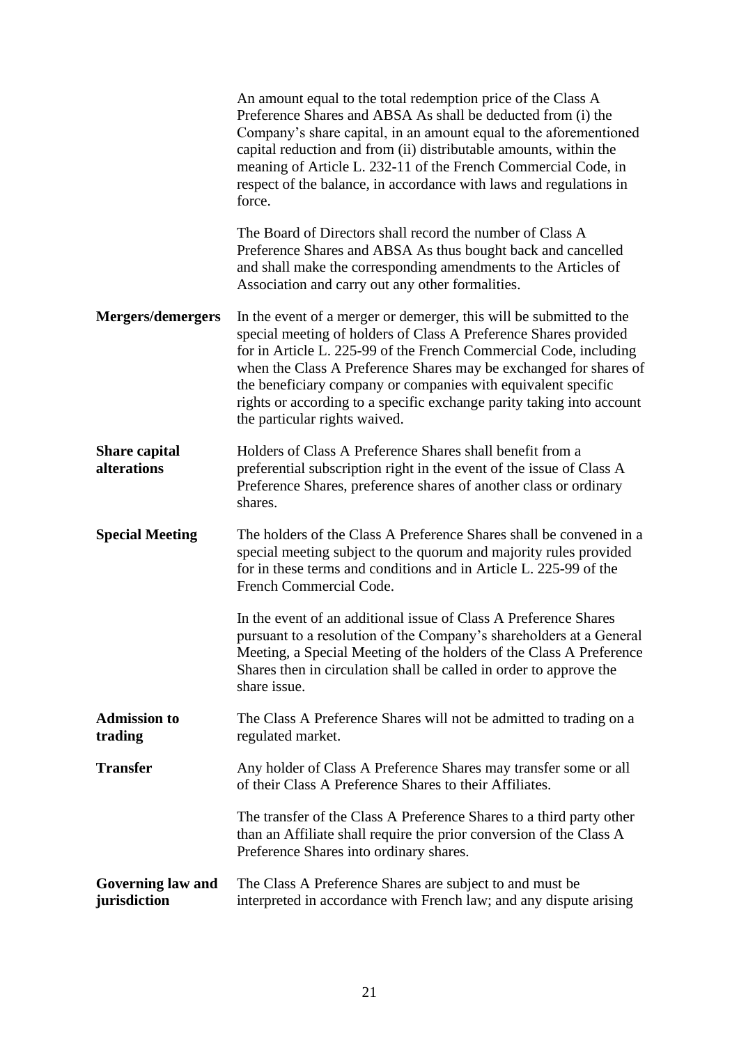| | |
|---|---|
| | An amount equal to the total redemption price of the Class A Preference Shares and ABSA As shall be deducted from (i) the Company's share capital, in an amount equal to the aforementioned capital reduction and from (ii) distributable amounts, within the meaning of Article L. 232-11 of the French Commercial Code, in respect of the balance, in accordance with laws and regulations in force.<br><br>The Board of Directors shall record the number of Class A Preference Shares and ABSA As thus bought back and cancelled and shall make the corresponding amendments to the Articles of Association and carry out any other formalities. |
| **Mergers/demergers** | In the event of a merger or demerger, this will be submitted to the special meeting of holders of Class A Preference Shares provided for in Article L. 225-99 of the French Commercial Code, including when the Class A Preference Shares may be exchanged for shares of the beneficiary company or companies with equivalent specific rights or according to a specific exchange parity taking into account the particular rights waived. |
| **Share capital alterations** | Holders of Class A Preference Shares shall benefit from a preferential subscription right in the event of the issue of Class A Preference Shares, preference shares of another class or ordinary shares. |
| **Special Meeting** | The holders of the Class A Preference Shares shall be convened in a special meeting subject to the quorum and majority rules provided for in these terms and conditions and in Article L. 225-99 of the French Commercial Code.<br><br>In the event of an additional issue of Class A Preference Shares pursuant to a resolution of the Company's shareholders at a General Meeting, a Special Meeting of the holders of the Class A Preference Shares then in circulation shall be called in order to approve the share issue. |
| **Admission to trading** | The Class A Preference Shares will not be admitted to trading on a regulated market. |
| **Transfer** | Any holder of Class A Preference Shares may transfer some or all of their Class A Preference Shares to their Affiliates.<br><br>The transfer of the Class A Preference Shares to a third party other than an Affiliate shall require the prior conversion of the Class A Preference Shares into ordinary shares. |
| **Governing law and jurisdiction** | The Class A Preference Shares are subject to and must be interpreted in accordance with French law; and any dispute arising |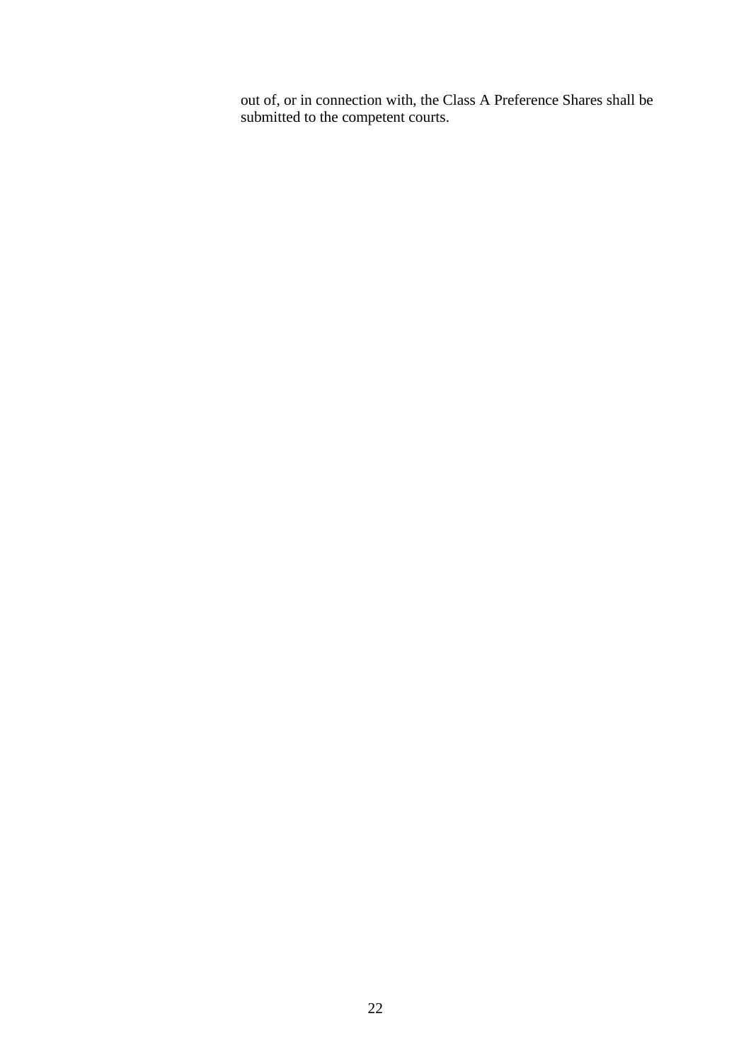out of, or in connection with, the Class A Preference Shares shall be submitted to the competent courts.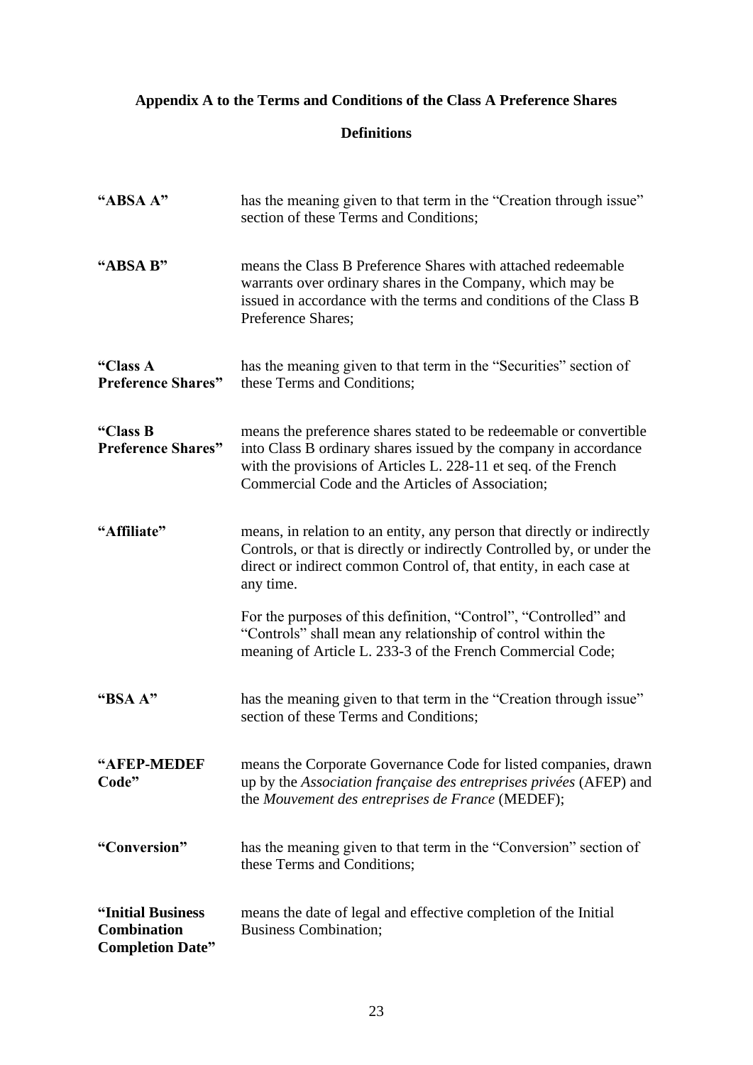## Appendix A to the Terms and Conditions of the Class A Preference Shares

### Definitions

| | |
|---|---|
| **"ABSA A"** | has the meaning given to that term in the "Creation through issue" section of these Terms and Conditions; |
| **"ABSA B"** | means the Class B Preference Shares with attached redeemable warrants over ordinary shares in the Company, which may be issued in accordance with the terms and conditions of the Class B Preference Shares; |
| **"Class A Preference Shares"** | has the meaning given to that term in the "Securities" section of these Terms and Conditions; |
| **"Class B Preference Shares"** | means the preference shares stated to be redeemable or convertible into Class B ordinary shares issued by the company in accordance with the provisions of Articles L. 228-11 et seq. of the French Commercial Code and the Articles of Association; |
| **"Affiliate"** | means, in relation to an entity, any person that directly or indirectly Controls, or that is directly or indirectly Controlled by, or under the direct or indirect common Control of, that entity, in each case at any time.<br><br>For the purposes of this definition, "Control", "Controlled" and "Controls" shall mean any relationship of control within the meaning of Article L. 233-3 of the French Commercial Code; |
| **"BSA A"** | has the meaning given to that term in the "Creation through issue" section of these Terms and Conditions; |
| **"AFEP-MEDEF Code"** | means the Corporate Governance Code for listed companies, drawn up by the *Association française des entreprises privées* (AFEP) and the *Mouvement des entreprises de France* (MEDEF); |
| **"Conversion"** | has the meaning given to that term in the "Conversion" section of these Terms and Conditions; |
| **"Initial Business Combination Completion Date"** | means the date of legal and effective completion of the Initial Business Combination; |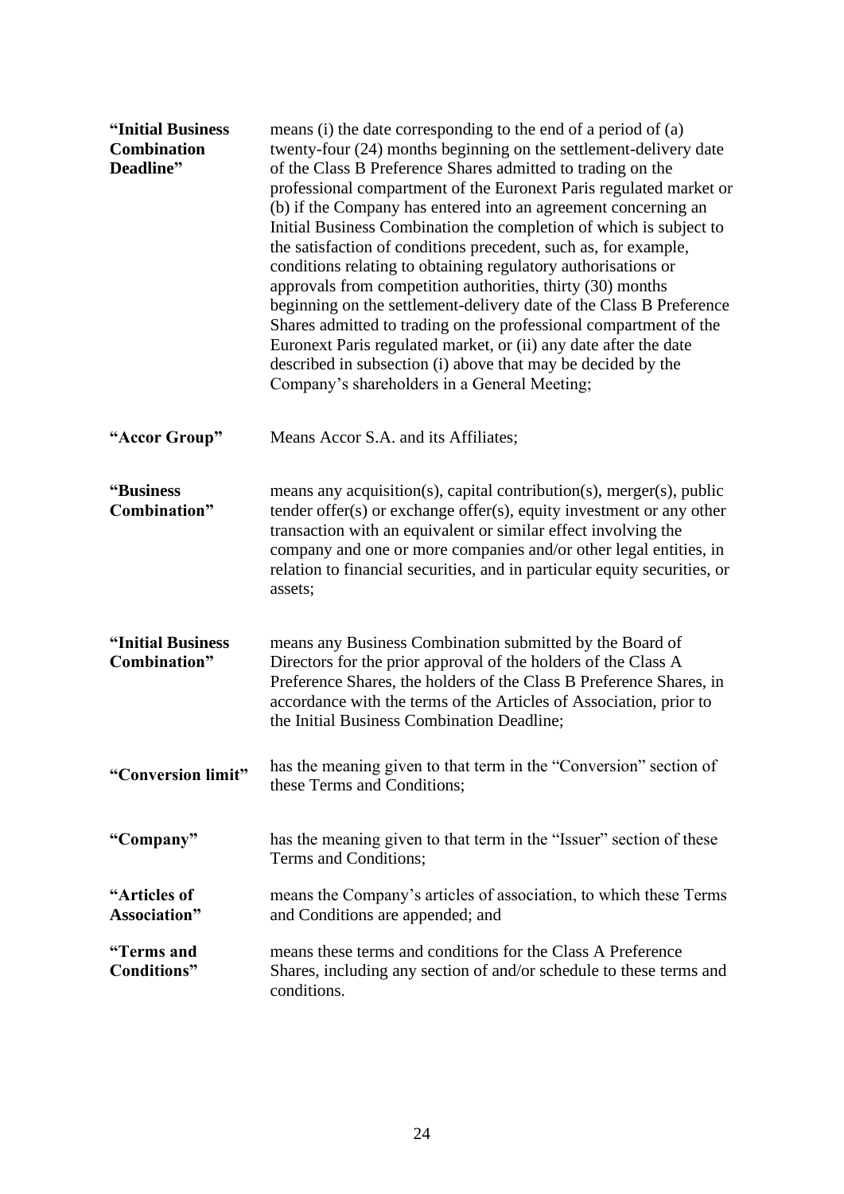| | |
|---|---|
| **"Initial Business Combination Deadline"** | means (i) the date corresponding to the end of a period of (a) twenty-four (24) months beginning on the settlement-delivery date of the Class B Preference Shares admitted to trading on the professional compartment of the Euronext Paris regulated market or (b) if the Company has entered into an agreement concerning an Initial Business Combination the completion of which is subject to the satisfaction of conditions precedent, such as, for example, conditions relating to obtaining regulatory authorisations or approvals from competition authorities, thirty (30) months beginning on the settlement-delivery date of the Class B Preference Shares admitted to trading on the professional compartment of the Euronext Paris regulated market, or (ii) any date after the date described in subsection (i) above that may be decided by the Company's shareholders in a General Meeting; |
| **"Accor Group"** | Means Accor S.A. and its Affiliates; |
| **"Business Combination"** | means any acquisition(s), capital contribution(s), merger(s), public tender offer(s) or exchange offer(s), equity investment or any other transaction with an equivalent or similar effect involving the company and one or more companies and/or other legal entities, in relation to financial securities, and in particular equity securities, or assets; |
| **"Initial Business Combination"** | means any Business Combination submitted by the Board of Directors for the prior approval of the holders of the Class A Preference Shares, the holders of the Class B Preference Shares, in accordance with the terms of the Articles of Association, prior to the Initial Business Combination Deadline; |
| **"Conversion limit"** | has the meaning given to that term in the "Conversion" section of these Terms and Conditions; |
| **"Company"** | has the meaning given to that term in the "Issuer" section of these Terms and Conditions; |
| **"Articles of Association"** | means the Company's articles of association, to which these Terms and Conditions are appended; and |
| **"Terms and Conditions"** | means these terms and conditions for the Class A Preference Shares, including any section of and/or schedule to these terms and conditions. |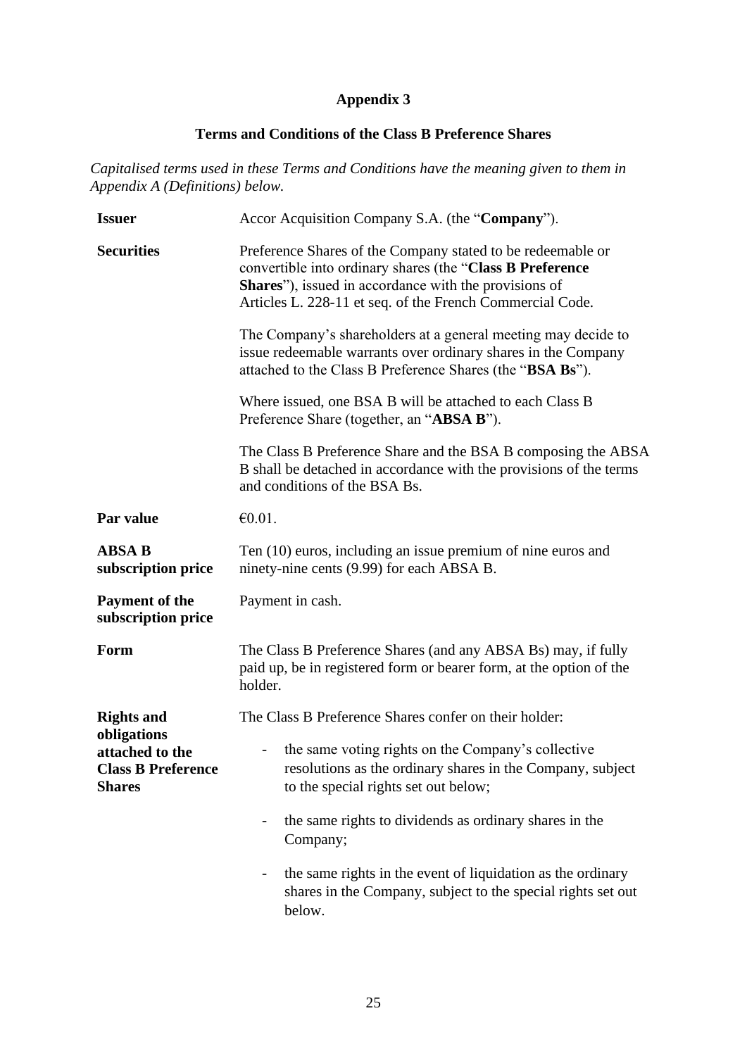# Appendix 3

## Terms and Conditions of the Class B Preference Shares

*Capitalised terms used in these Terms and Conditions have the meaning given to them in Appendix A (Definitions) below.*

| | |
|---|---|
| **Issuer** | Accor Acquisition Company S.A. (the "**Company**"). |
| **Securities** | Preference Shares of the Company stated to be redeemable or convertible into ordinary shares (the "**Class B Preference Shares**"), issued in accordance with the provisions of Articles L. 228-11 et seq. of the French Commercial Code.<br><br>The Company's shareholders at a general meeting may decide to issue redeemable warrants over ordinary shares in the Company attached to the Class B Preference Shares (the "**BSA Bs**").<br><br>Where issued, one BSA B will be attached to each Class B Preference Share (together, an "**ABSA B**").<br><br>The Class B Preference Share and the BSA B composing the ABSA B shall be detached in accordance with the provisions of the terms and conditions of the BSA Bs. |
| **Par value** | €0.01. |
| **ABSA B subscription price** | Ten (10) euros, including an issue premium of nine euros and ninety-nine cents (9.99) for each ABSA B. |
| **Payment of the subscription price** | Payment in cash. |
| **Form** | The Class B Preference Shares (and any ABSA Bs) may, if fully paid up, be in registered form or bearer form, at the option of the holder. |
| **Rights and obligations attached to the Class B Preference Shares** | The Class B Preference Shares confer on their holder:<br><br>- the same voting rights on the Company's collective resolutions as the ordinary shares in the Company, subject to the special rights set out below;<br><br>- the same rights to dividends as ordinary shares in the Company;<br><br>- the same rights in the event of liquidation as the ordinary shares in the Company, subject to the special rights set out below. |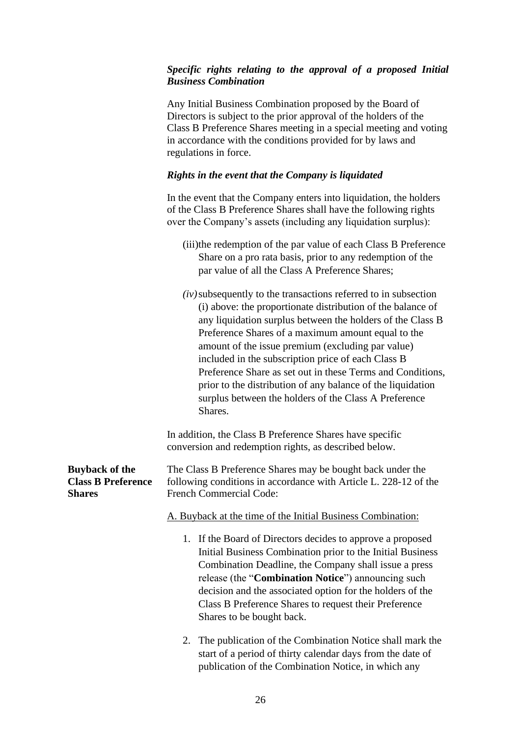***Specific rights relating to the approval of a proposed Initial Business Combination***

Any Initial Business Combination proposed by the Board of Directors is subject to the prior approval of the holders of the Class B Preference Shares meeting in a special meeting and voting in accordance with the conditions provided for by laws and regulations in force.

***Rights in the event that the Company is liquidated***

In the event that the Company enters into liquidation, the holders of the Class B Preference Shares shall have the following rights over the Company's assets (including any liquidation surplus):

(iii) the redemption of the par value of each Class B Preference Share on a pro rata basis, prior to any redemption of the par value of all the Class A Preference Shares;

*(iv)* subsequently to the transactions referred to in subsection (i) above: the proportionate distribution of the balance of any liquidation surplus between the holders of the Class B Preference Shares of a maximum amount equal to the amount of the issue premium (excluding par value) included in the subscription price of each Class B Preference Share as set out in these Terms and Conditions, prior to the distribution of any balance of the liquidation surplus between the holders of the Class A Preference Shares.

In addition, the Class B Preference Shares have specific conversion and redemption rights, as described below.

**Buyback of the Class B Preference Shares**

The Class B Preference Shares may be bought back under the following conditions in accordance with Article L. 228-12 of the French Commercial Code:

A. Buyback at the time of the Initial Business Combination:

1. If the Board of Directors decides to approve a proposed Initial Business Combination prior to the Initial Business Combination Deadline, the Company shall issue a press release (the "**Combination Notice**") announcing such decision and the associated option for the holders of the Class B Preference Shares to request their Preference Shares to be bought back.

2. The publication of the Combination Notice shall mark the start of a period of thirty calendar days from the date of publication of the Combination Notice, in which any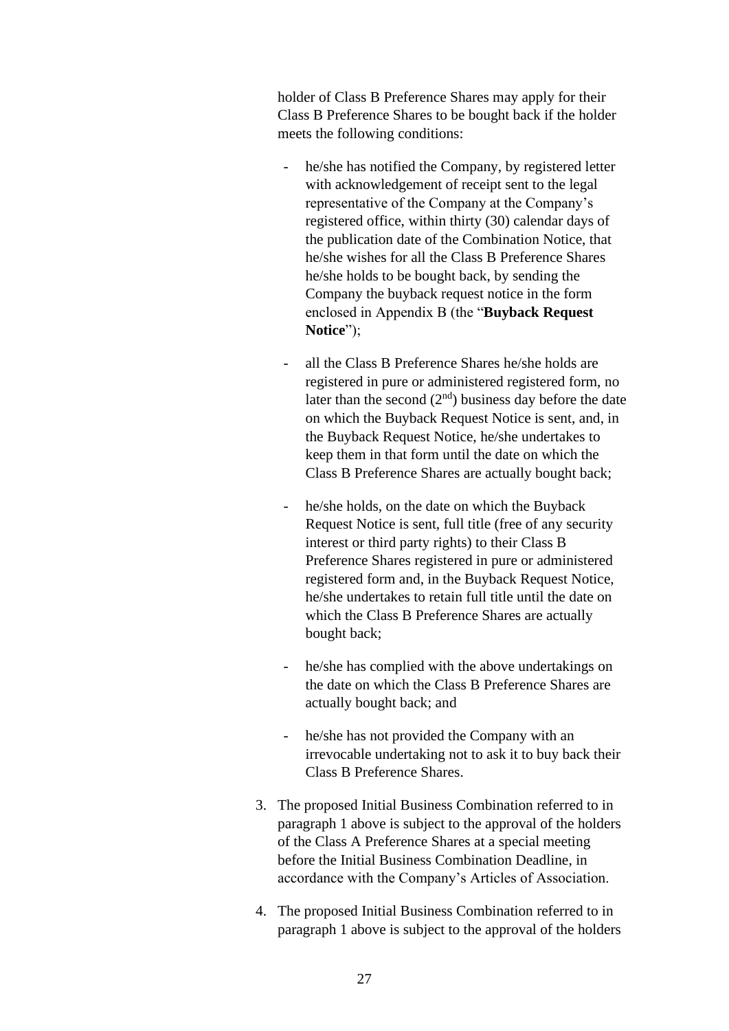holder of Class B Preference Shares may apply for their Class B Preference Shares to be bought back if the holder meets the following conditions:

- he/she has notified the Company, by registered letter with acknowledgement of receipt sent to the legal representative of the Company at the Company's registered office, within thirty (30) calendar days of the publication date of the Combination Notice, that he/she wishes for all the Class B Preference Shares he/she holds to be bought back, by sending the Company the buyback request notice in the form enclosed in Appendix B (the "**Buyback Request Notice**");

- all the Class B Preference Shares he/she holds are registered in pure or administered registered form, no later than the second (2nd) business day before the date on which the Buyback Request Notice is sent, and, in the Buyback Request Notice, he/she undertakes to keep them in that form until the date on which the Class B Preference Shares are actually bought back;

- he/she holds, on the date on which the Buyback Request Notice is sent, full title (free of any security interest or third party rights) to their Class B Preference Shares registered in pure or administered registered form and, in the Buyback Request Notice, he/she undertakes to retain full title until the date on which the Class B Preference Shares are actually bought back;

- he/she has complied with the above undertakings on the date on which the Class B Preference Shares are actually bought back; and

- he/she has not provided the Company with an irrevocable undertaking not to ask it to buy back their Class B Preference Shares.

3. The proposed Initial Business Combination referred to in paragraph 1 above is subject to the approval of the holders of the Class A Preference Shares at a special meeting before the Initial Business Combination Deadline, in accordance with the Company's Articles of Association.

4. The proposed Initial Business Combination referred to in paragraph 1 above is subject to the approval of the holders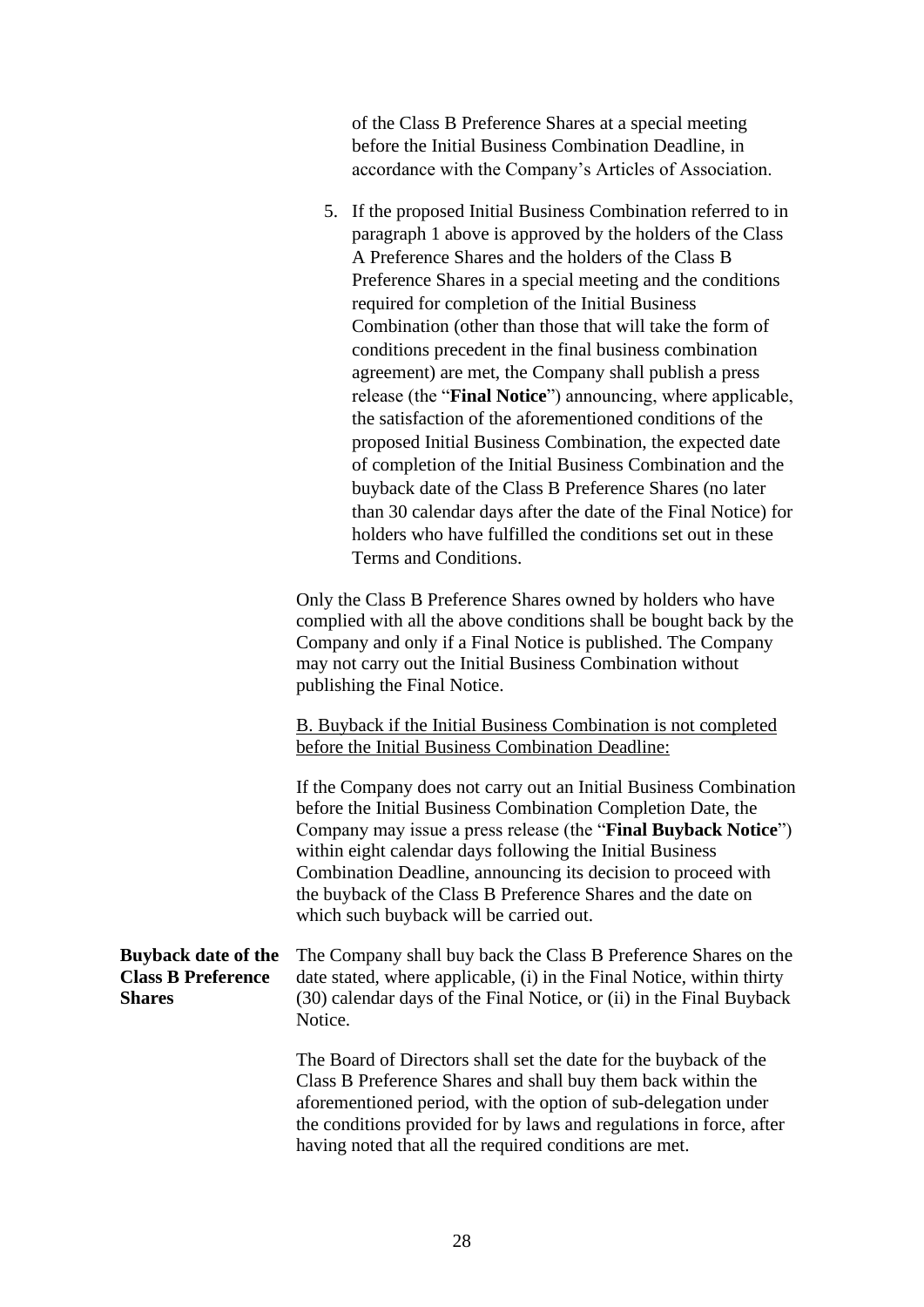of the Class B Preference Shares at a special meeting before the Initial Business Combination Deadline, in accordance with the Company's Articles of Association.

5. If the proposed Initial Business Combination referred to in paragraph 1 above is approved by the holders of the Class A Preference Shares and the holders of the Class B Preference Shares in a special meeting and the conditions required for completion of the Initial Business Combination (other than those that will take the form of conditions precedent in the final business combination agreement) are met, the Company shall publish a press release (the "**Final Notice**") announcing, where applicable, the satisfaction of the aforementioned conditions of the proposed Initial Business Combination, the expected date of completion of the Initial Business Combination and the buyback date of the Class B Preference Shares (no later than 30 calendar days after the date of the Final Notice) for holders who have fulfilled the conditions set out in these Terms and Conditions.

Only the Class B Preference Shares owned by holders who have complied with all the above conditions shall be bought back by the Company and only if a Final Notice is published. The Company may not carry out the Initial Business Combination without publishing the Final Notice.

<u>B. Buyback if the Initial Business Combination is not completed before the Initial Business Combination Deadline:</u>

If the Company does not carry out an Initial Business Combination before the Initial Business Combination Completion Date, the Company may issue a press release (the "**Final Buyback Notice**") within eight calendar days following the Initial Business Combination Deadline, announcing its decision to proceed with the buyback of the Class B Preference Shares and the date on which such buyback will be carried out.

**Buyback date of the Class B Preference Shares**

The Company shall buy back the Class B Preference Shares on the date stated, where applicable, (i) in the Final Notice, within thirty (30) calendar days of the Final Notice, or (ii) in the Final Buyback Notice.

The Board of Directors shall set the date for the buyback of the Class B Preference Shares and shall buy them back within the aforementioned period, with the option of sub-delegation under the conditions provided for by laws and regulations in force, after having noted that all the required conditions are met.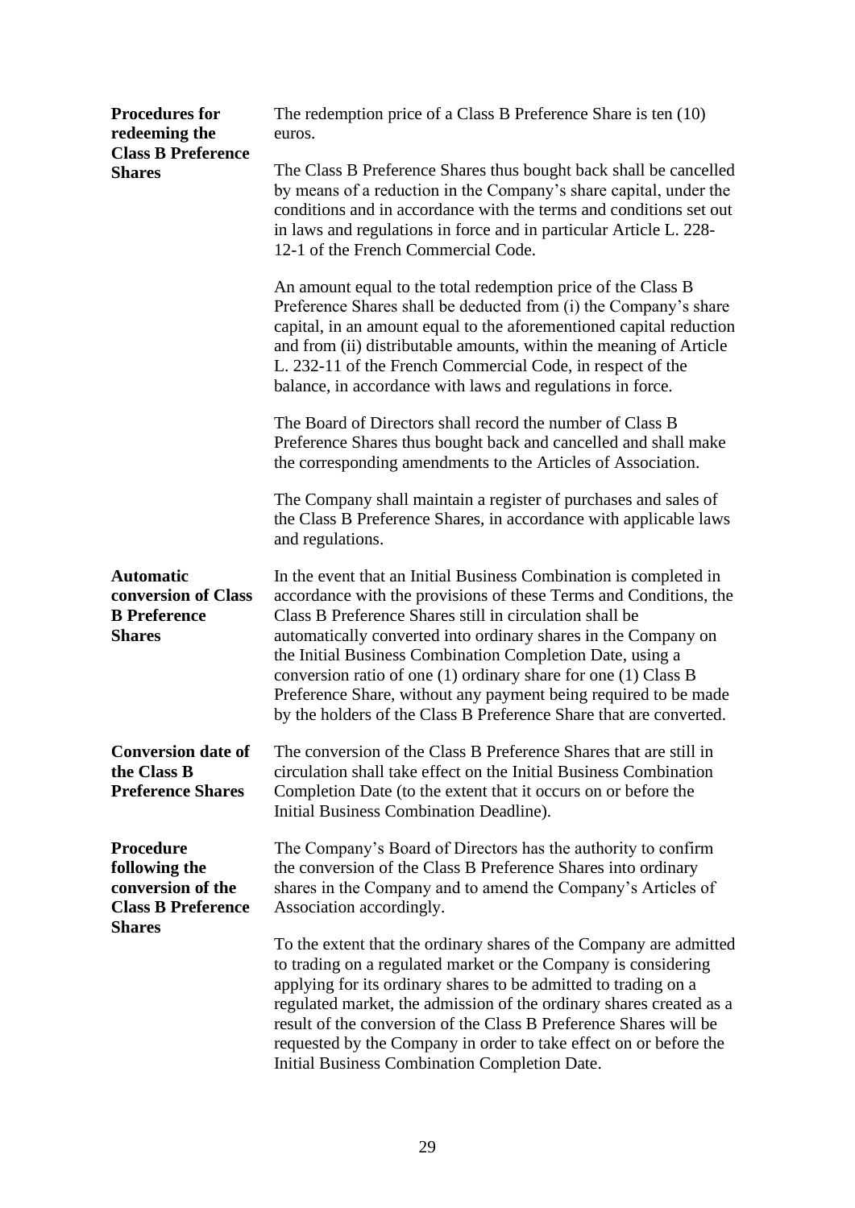| | |
|---|---|
| **Procedures for redeeming the Class B Preference Shares** | The redemption price of a Class B Preference Share is ten (10) euros.<br><br>The Class B Preference Shares thus bought back shall be cancelled by means of a reduction in the Company's share capital, under the conditions and in accordance with the terms and conditions set out in laws and regulations in force and in particular Article L. 228-12-1 of the French Commercial Code.<br><br>An amount equal to the total redemption price of the Class B Preference Shares shall be deducted from (i) the Company's share capital, in an amount equal to the aforementioned capital reduction and from (ii) distributable amounts, within the meaning of Article L. 232-11 of the French Commercial Code, in respect of the balance, in accordance with laws and regulations in force.<br><br>The Board of Directors shall record the number of Class B Preference Shares thus bought back and cancelled and shall make the corresponding amendments to the Articles of Association.<br><br>The Company shall maintain a register of purchases and sales of the Class B Preference Shares, in accordance with applicable laws and regulations. |
| **Automatic conversion of Class B Preference Shares** | In the event that an Initial Business Combination is completed in accordance with the provisions of these Terms and Conditions, the Class B Preference Shares still in circulation shall be automatically converted into ordinary shares in the Company on the Initial Business Combination Completion Date, using a conversion ratio of one (1) ordinary share for one (1) Class B Preference Share, without any payment being required to be made by the holders of the Class B Preference Share that are converted. |
| **Conversion date of the Class B Preference Shares** | The conversion of the Class B Preference Shares that are still in circulation shall take effect on the Initial Business Combination Completion Date (to the extent that it occurs on or before the Initial Business Combination Deadline). |
| **Procedure following the conversion of the Class B Preference Shares** | The Company's Board of Directors has the authority to confirm the conversion of the Class B Preference Shares into ordinary shares in the Company and to amend the Company's Articles of Association accordingly.<br><br>To the extent that the ordinary shares of the Company are admitted to trading on a regulated market or the Company is considering applying for its ordinary shares to be admitted to trading on a regulated market, the admission of the ordinary shares created as a result of the conversion of the Class B Preference Shares will be requested by the Company in order to take effect on or before the Initial Business Combination Completion Date. |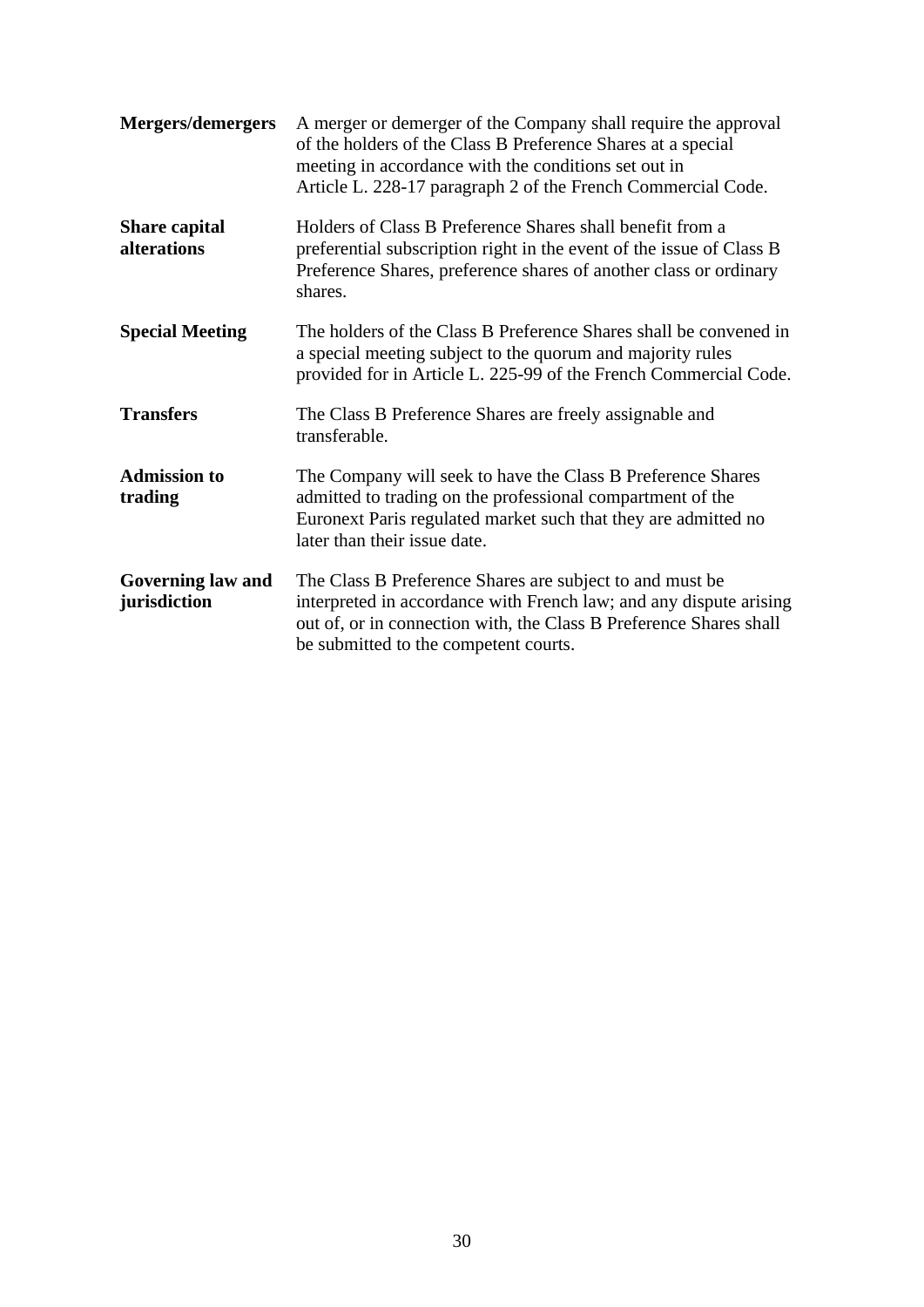| | |
|---|---|
| **Mergers/demergers** | A merger or demerger of the Company shall require the approval of the holders of the Class B Preference Shares at a special meeting in accordance with the conditions set out in Article L. 228-17 paragraph 2 of the French Commercial Code. |
| **Share capital alterations** | Holders of Class B Preference Shares shall benefit from a preferential subscription right in the event of the issue of Class B Preference Shares, preference shares of another class or ordinary shares. |
| **Special Meeting** | The holders of the Class B Preference Shares shall be convened in a special meeting subject to the quorum and majority rules provided for in Article L. 225-99 of the French Commercial Code. |
| **Transfers** | The Class B Preference Shares are freely assignable and transferable. |
| **Admission to trading** | The Company will seek to have the Class B Preference Shares admitted to trading on the professional compartment of the Euronext Paris regulated market such that they are admitted no later than their issue date. |
| **Governing law and jurisdiction** | The Class B Preference Shares are subject to and must be interpreted in accordance with French law; and any dispute arising out of, or in connection with, the Class B Preference Shares shall be submitted to the competent courts. |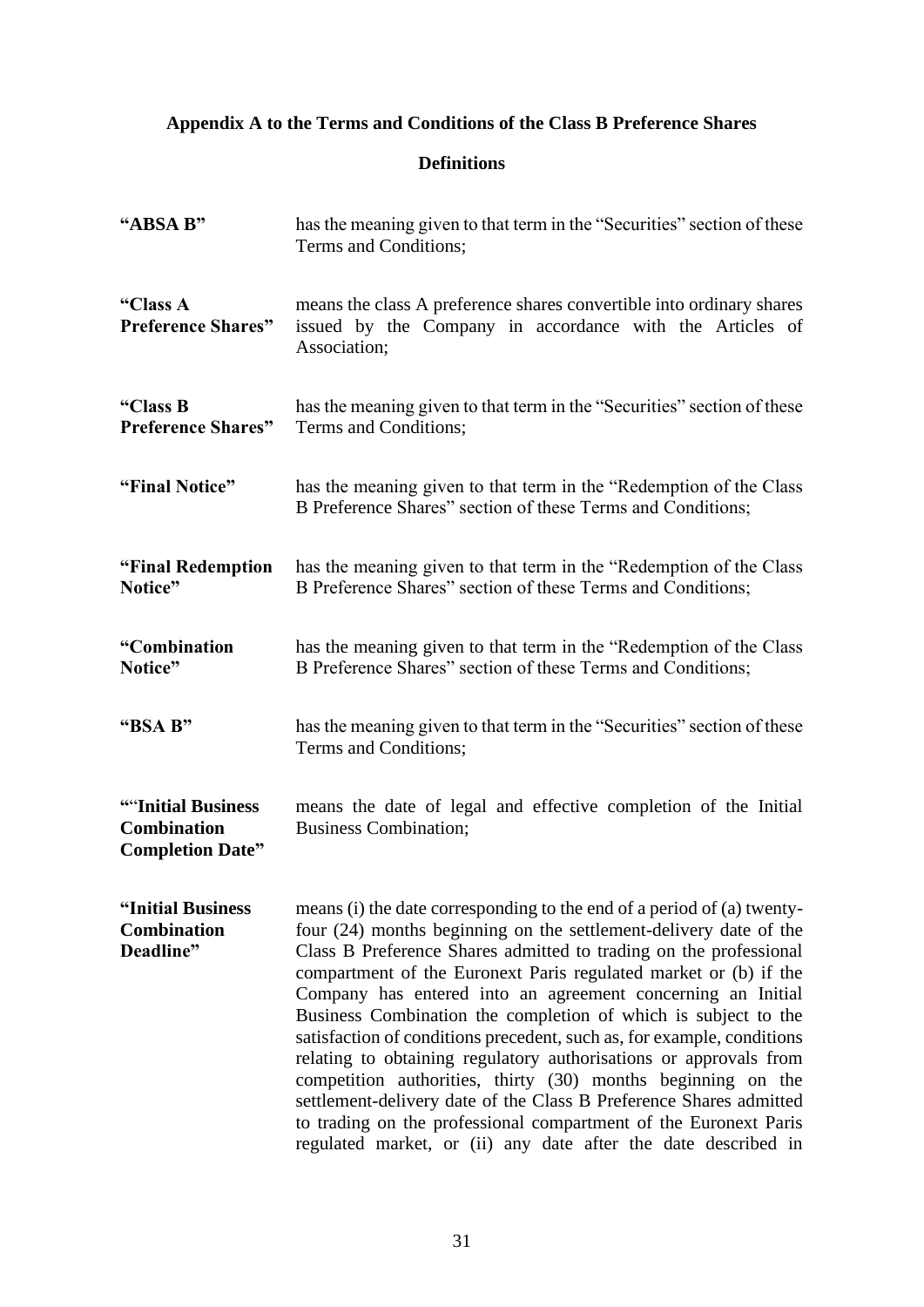## Appendix A to the Terms and Conditions of the Class B Preference Shares

### Definitions

| | |
|---|---|
| **"ABSA B"** | has the meaning given to that term in the "Securities" section of these Terms and Conditions; |
| **"Class A Preference Shares"** | means the class A preference shares convertible into ordinary shares issued by the Company in accordance with the Articles of Association; |
| **"Class B Preference Shares"** | has the meaning given to that term in the "Securities" section of these Terms and Conditions; |
| **"Final Notice"** | has the meaning given to that term in the "Redemption of the Class B Preference Shares" section of these Terms and Conditions; |
| **"Final Redemption Notice"** | has the meaning given to that term in the "Redemption of the Class B Preference Shares" section of these Terms and Conditions; |
| **"Combination Notice"** | has the meaning given to that term in the "Redemption of the Class B Preference Shares" section of these Terms and Conditions; |
| **"BSA B"** | has the meaning given to that term in the "Securities" section of these Terms and Conditions; |
| **""Initial Business Combination Completion Date"** | means the date of legal and effective completion of the Initial Business Combination; |
| **"Initial Business Combination Deadline"** | means (i) the date corresponding to the end of a period of (a) twenty-four (24) months beginning on the settlement-delivery date of the Class B Preference Shares admitted to trading on the professional compartment of the Euronext Paris regulated market or (b) if the Company has entered into an agreement concerning an Initial Business Combination the completion of which is subject to the satisfaction of conditions precedent, such as, for example, conditions relating to obtaining regulatory authorisations or approvals from competition authorities, thirty (30) months beginning on the settlement-delivery date of the Class B Preference Shares admitted to trading on the professional compartment of the Euronext Paris regulated market, or (ii) any date after the date described in |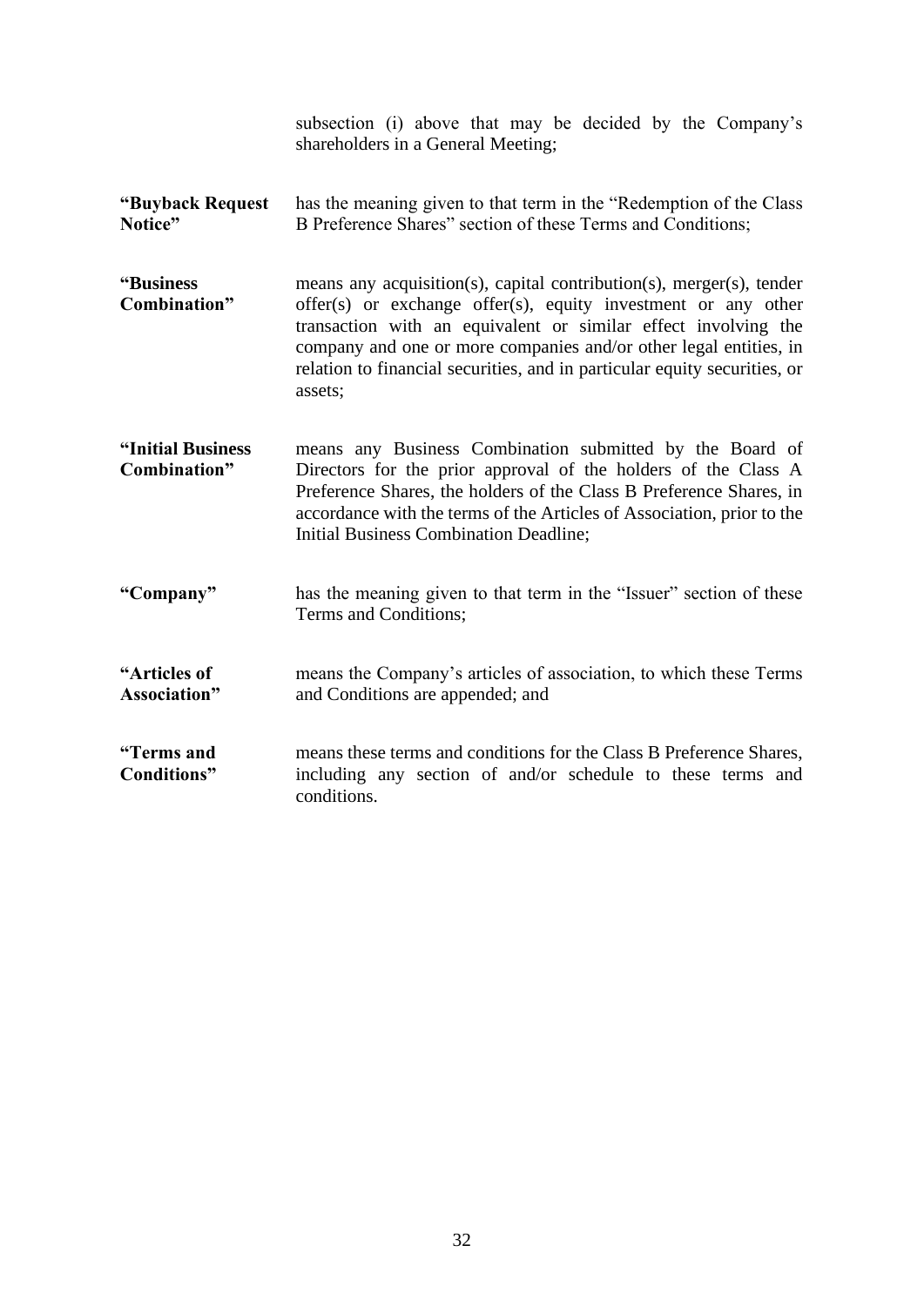subsection (i) above that may be decided by the Company's shareholders in a General Meeting;

| | |
|---|---|
| **"Buyback Request Notice"** | has the meaning given to that term in the "Redemption of the Class B Preference Shares" section of these Terms and Conditions; |
| **"Business Combination"** | means any acquisition(s), capital contribution(s), merger(s), tender offer(s) or exchange offer(s), equity investment or any other transaction with an equivalent or similar effect involving the company and one or more companies and/or other legal entities, in relation to financial securities, and in particular equity securities, or assets; |
| **"Initial Business Combination"** | means any Business Combination submitted by the Board of Directors for the prior approval of the holders of the Class A Preference Shares, the holders of the Class B Preference Shares, in accordance with the terms of the Articles of Association, prior to the Initial Business Combination Deadline; |
| **"Company"** | has the meaning given to that term in the "Issuer" section of these Terms and Conditions; |
| **"Articles of Association"** | means the Company's articles of association, to which these Terms and Conditions are appended; and |
| **"Terms and Conditions"** | means these terms and conditions for the Class B Preference Shares, including any section of and/or schedule to these terms and conditions. |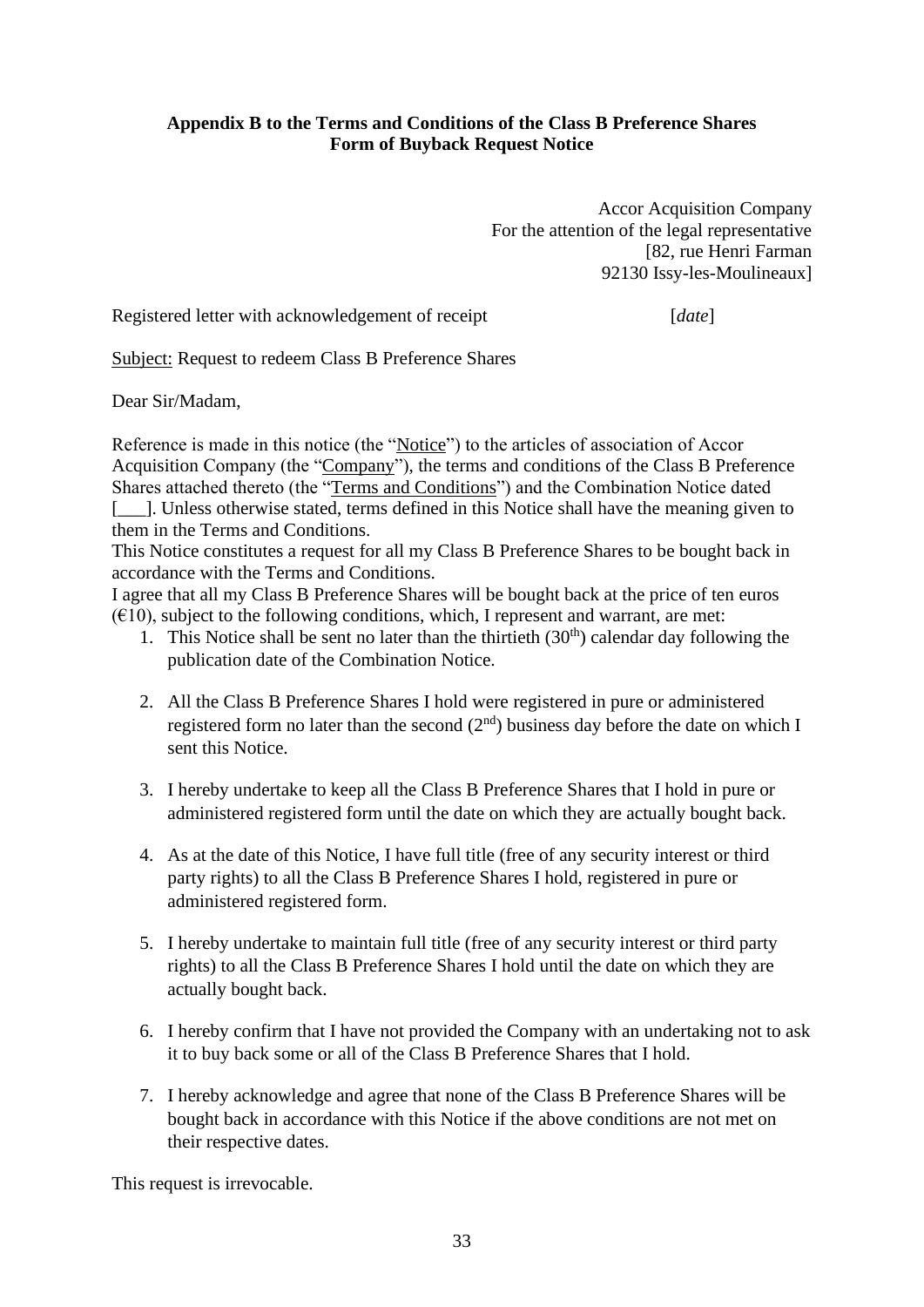**Appendix B to the Terms and Conditions of the Class B Preference Shares**
**Form of Buyback Request Notice**

Accor Acquisition Company
For the attention of the legal representative
[82, rue Henri Farman
92130 Issy-les-Moulineaux]

Registered letter with acknowledgement of receipt [*date*]

Subject: Request to redeem Class B Preference Shares

Dear Sir/Madam,

Reference is made in this notice (the "Notice") to the articles of association of Accor Acquisition Company (the "Company"), the terms and conditions of the Class B Preference Shares attached thereto (the "Terms and Conditions") and the Combination Notice dated [___]. Unless otherwise stated, terms defined in this Notice shall have the meaning given to them in the Terms and Conditions.

This Notice constitutes a request for all my Class B Preference Shares to be bought back in accordance with the Terms and Conditions.

I agree that all my Class B Preference Shares will be bought back at the price of ten euros (€10), subject to the following conditions, which, I represent and warrant, are met:

1. This Notice shall be sent no later than the thirtieth (30th) calendar day following the publication date of the Combination Notice.

2. All the Class B Preference Shares I hold were registered in pure or administered registered form no later than the second (2nd) business day before the date on which I sent this Notice.

3. I hereby undertake to keep all the Class B Preference Shares that I hold in pure or administered registered form until the date on which they are actually bought back.

4. As at the date of this Notice, I have full title (free of any security interest or third party rights) to all the Class B Preference Shares I hold, registered in pure or administered registered form.

5. I hereby undertake to maintain full title (free of any security interest or third party rights) to all the Class B Preference Shares I hold until the date on which they are actually bought back.

6. I hereby confirm that I have not provided the Company with an undertaking not to ask it to buy back some or all of the Class B Preference Shares that I hold.

7. I hereby acknowledge and agree that none of the Class B Preference Shares will be bought back in accordance with this Notice if the above conditions are not met on their respective dates.

This request is irrevocable.